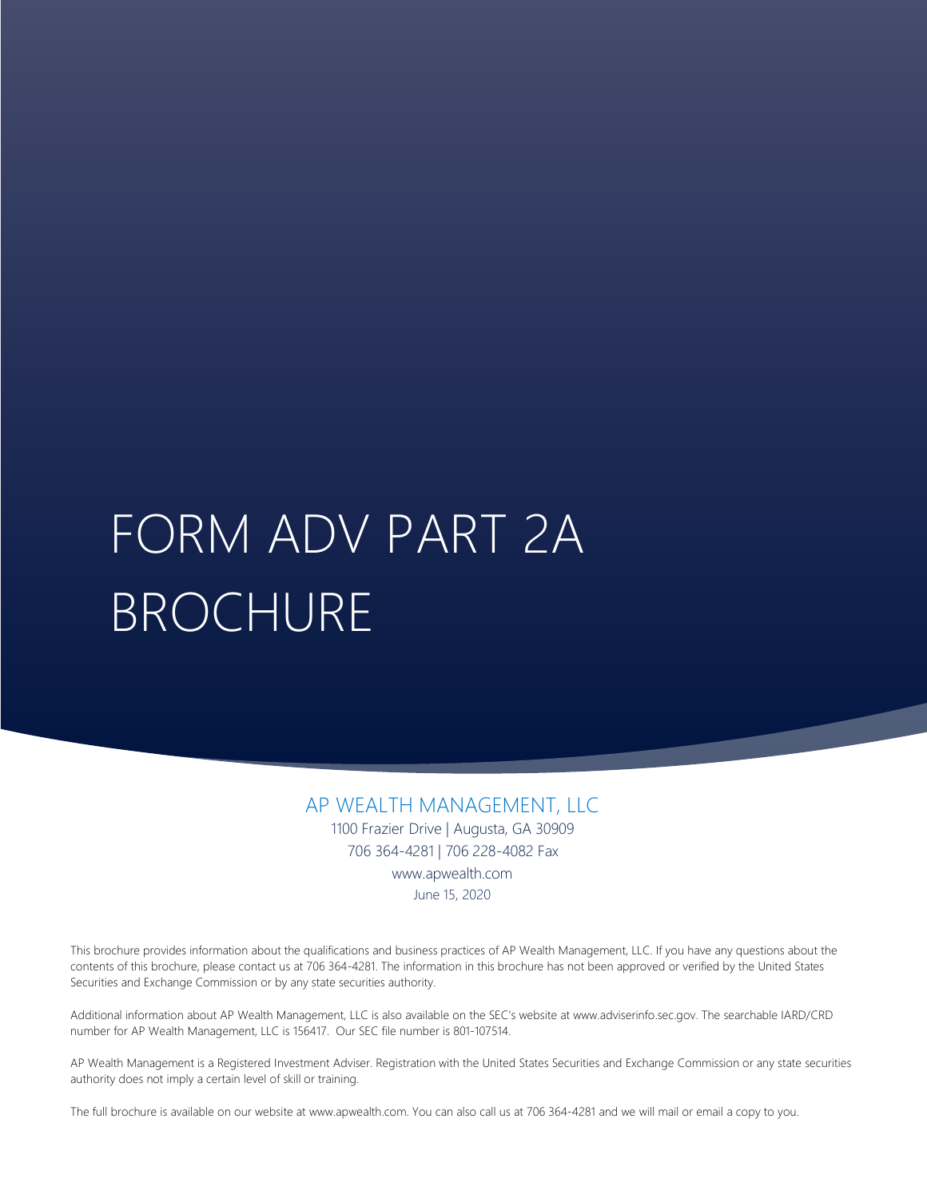# FORM ADV PART 2A BROCHURE

## AP WEALTH MANAGEMENT, LLC

1100 Frazier Drive | Augusta, GA 30909

706 364-4281 | 706 228-4082 Fax

www.apwealth.com

June 15, 2020

This brochure provides information about the qualifications and business practices of AP Wealth Management, LLC. If you have any questions about the contents of this brochure, please contact us at 706 364-4281. The information in this brochure has not been approved or verified by the United States Securities and Exchange Commission or by any state securities authority.

Additional information about AP Wealth Management, LLC is also available on the SEC's website at www.adviserinfo.sec.gov. The searchable IARD/CRD number for AP Wealth Management, LLC is 156417. Our SEC file number is 801-107514.

AP Wealth Management is a Registered Investment Adviser. Registration with the United States Securities and Exchange Commission or any state securities authority does not imply a certain level of skill or training.

The full brochure is available on our website at www.apwealth.com. You can also call us at 706 364-4281 and we will mail or email a copy to you.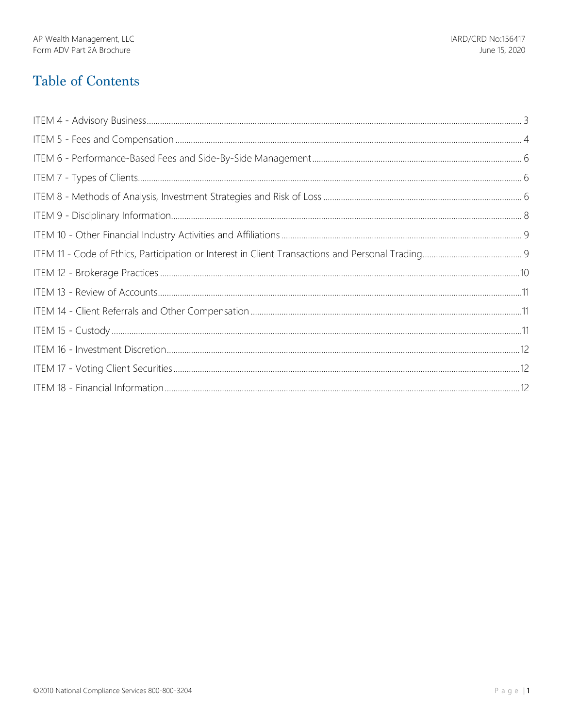# Table of Contents

ITEM 4 - Advisory Business ........ 3

ITEM 5 - Fees and Compensation ........ 4

ITEM 6 - Performance-Based Fees and Side-By-Side Management ........ 6

ITEM 7 - Types of Clients ........ 6

ITEM 8 - Methods of Analysis, Investment Strategies and Risk of Loss ........ 6

ITEM 9 - Disciplinary Information ........ 8

ITEM 10 - Other Financial Industry Activities and Affiliations ........ 9

ITEM 11 - Code of Ethics, Participation or Interest in Client Transactions and Personal Trading ........ 9

ITEM 12 - Brokerage Practices ........ 10

ITEM 13 - Review of Accounts ........ 11

ITEM 14 - Client Referrals and Other Compensation ........ 11

ITEM 15 - Custody ........ 11

ITEM 16 - Investment Discretion ........ 12

ITEM 17 - Voting Client Securities ........ 12

ITEM 18 - Financial Information ........ 12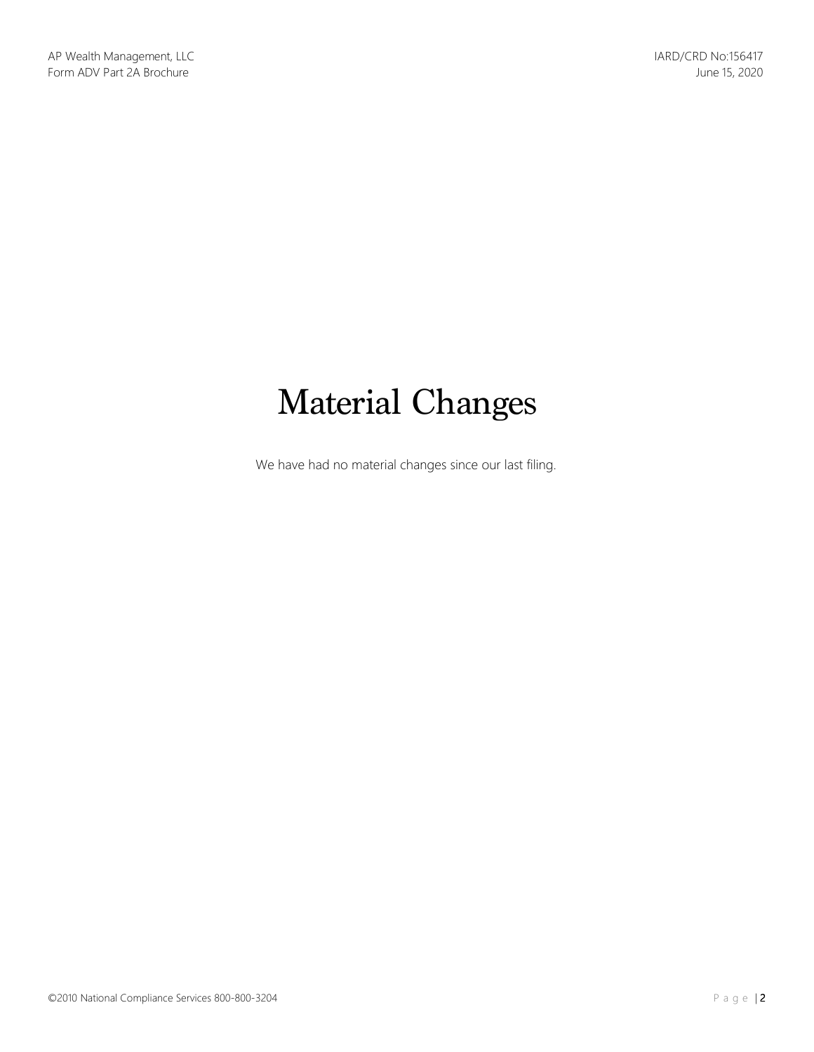# Material Changes

We have had no material changes since our last filing.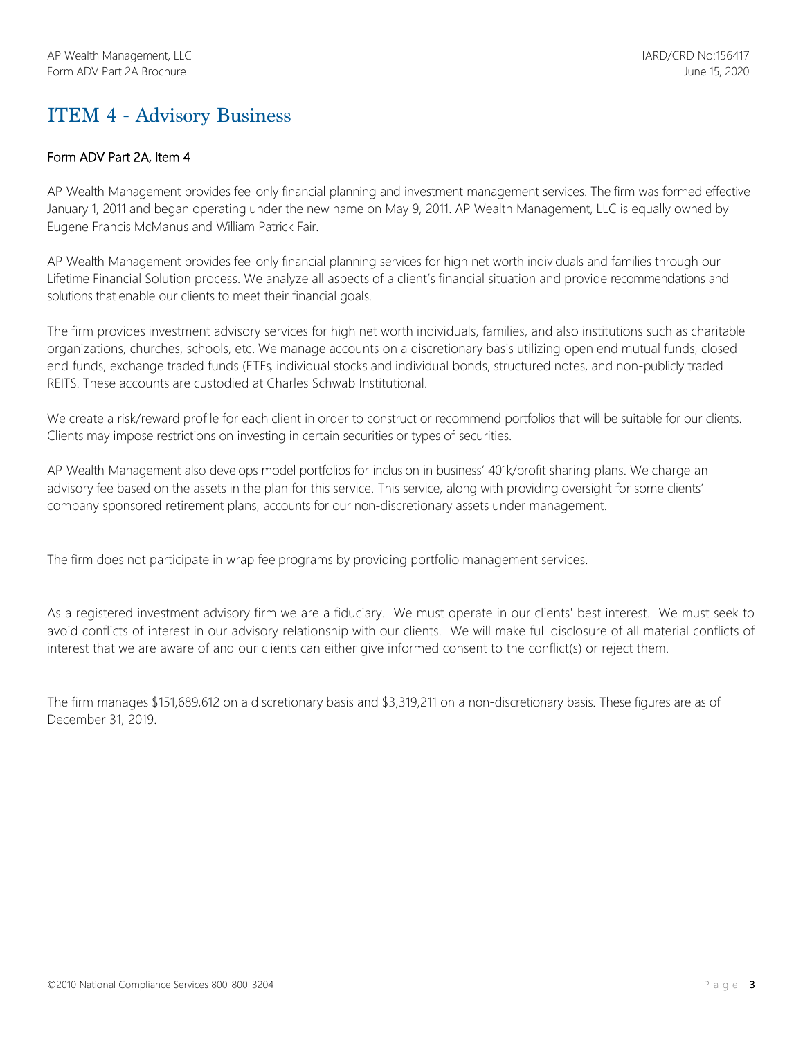# ITEM 4 - Advisory Business

## Form ADV Part 2A, Item 4

AP Wealth Management provides fee-only financial planning and investment management services. The firm was formed effective January 1, 2011 and began operating under the new name on May 9, 2011. AP Wealth Management, LLC is equally owned by Eugene Francis McManus and William Patrick Fair.

AP Wealth Management provides fee-only financial planning services for high net worth individuals and families through our Lifetime Financial Solution process. We analyze all aspects of a client's financial situation and provide recommendations and solutions that enable our clients to meet their financial goals.

The firm provides investment advisory services for high net worth individuals, families, and also institutions such as charitable organizations, churches, schools, etc. We manage accounts on a discretionary basis utilizing open end mutual funds, closed end funds, exchange traded funds (ETFs, individual stocks and individual bonds, structured notes, and non-publicly traded REITS. These accounts are custodied at Charles Schwab Institutional.

We create a risk/reward profile for each client in order to construct or recommend portfolios that will be suitable for our clients. Clients may impose restrictions on investing in certain securities or types of securities.

AP Wealth Management also develops model portfolios for inclusion in business' 401k/profit sharing plans. We charge an advisory fee based on the assets in the plan for this service. This service, along with providing oversight for some clients' company sponsored retirement plans, accounts for our non-discretionary assets under management.

The firm does not participate in wrap fee programs by providing portfolio management services.

As a registered investment advisory firm we are a fiduciary. We must operate in our clients' best interest. We must seek to avoid conflicts of interest in our advisory relationship with our clients. We will make full disclosure of all material conflicts of interest that we are aware of and our clients can either give informed consent to the conflict(s) or reject them.

The firm manages $151,689,612 on a discretionary basis and $3,319,211 on a non-discretionary basis. These figures are as of December 31, 2019.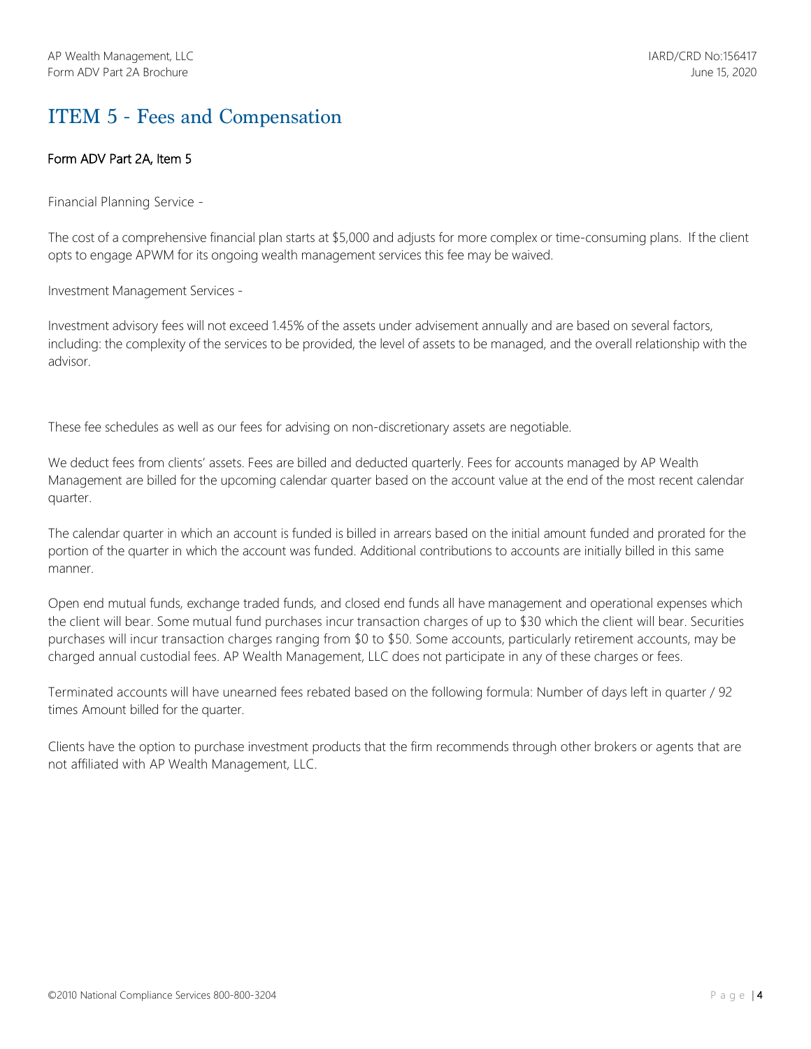# ITEM 5 - Fees and Compensation

Form ADV Part 2A, Item 5

Financial Planning Service -

The cost of a comprehensive financial plan starts at $5,000 and adjusts for more complex or time-consuming plans. If the client opts to engage APWM for its ongoing wealth management services this fee may be waived.

Investment Management Services -

Investment advisory fees will not exceed 1.45% of the assets under advisement annually and are based on several factors, including: the complexity of the services to be provided, the level of assets to be managed, and the overall relationship with the advisor.

These fee schedules as well as our fees for advising on non-discretionary assets are negotiable.

We deduct fees from clients' assets. Fees are billed and deducted quarterly. Fees for accounts managed by AP Wealth Management are billed for the upcoming calendar quarter based on the account value at the end of the most recent calendar quarter.

The calendar quarter in which an account is funded is billed in arrears based on the initial amount funded and prorated for the portion of the quarter in which the account was funded. Additional contributions to accounts are initially billed in this same manner.

Open end mutual funds, exchange traded funds, and closed end funds all have management and operational expenses which the client will bear. Some mutual fund purchases incur transaction charges of up to $30 which the client will bear. Securities purchases will incur transaction charges ranging from $0 to $50. Some accounts, particularly retirement accounts, may be charged annual custodial fees. AP Wealth Management, LLC does not participate in any of these charges or fees.

Terminated accounts will have unearned fees rebated based on the following formula: Number of days left in quarter / 92 times Amount billed for the quarter.

Clients have the option to purchase investment products that the firm recommends through other brokers or agents that are not affiliated with AP Wealth Management, LLC.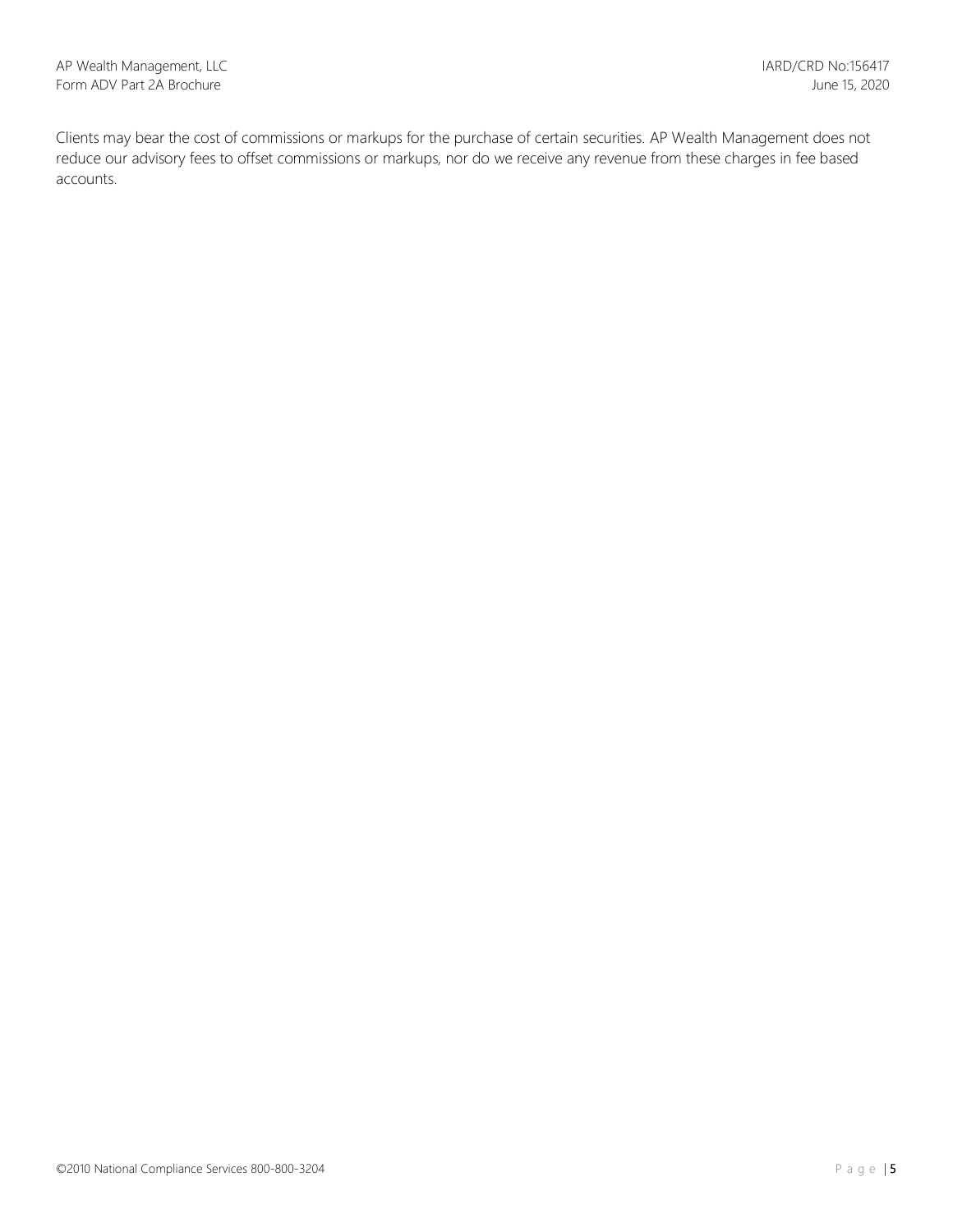Clients may bear the cost of commissions or markups for the purchase of certain securities. AP Wealth Management does not reduce our advisory fees to offset commissions or markups, nor do we receive any revenue from these charges in fee based accounts.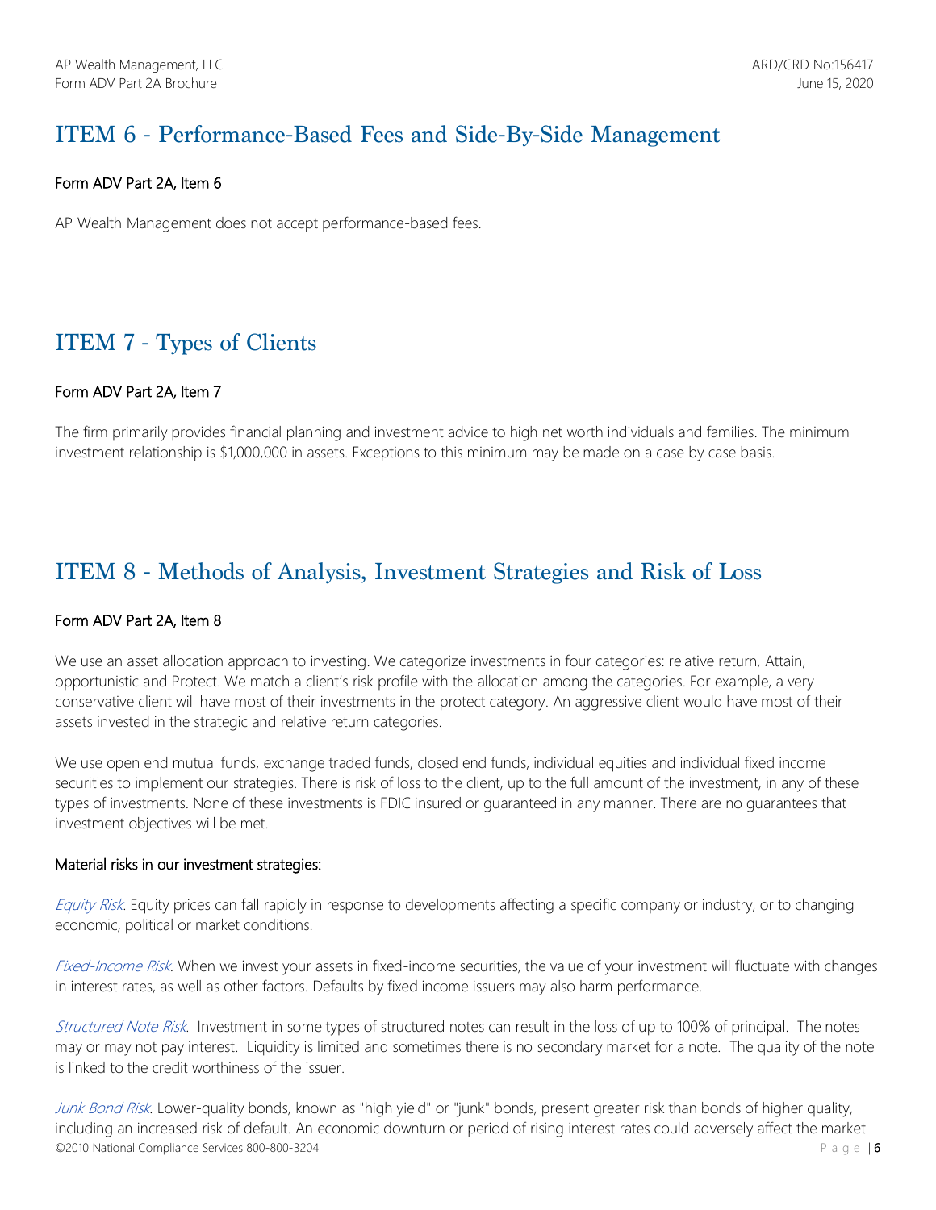## ITEM 6 - Performance-Based Fees and Side-By-Side Management

### Form ADV Part 2A, Item 6

AP Wealth Management does not accept performance-based fees.

## ITEM 7 - Types of Clients

### Form ADV Part 2A, Item 7

The firm primarily provides financial planning and investment advice to high net worth individuals and families. The minimum investment relationship is $1,000,000 in assets. Exceptions to this minimum may be made on a case by case basis.

## ITEM 8 - Methods of Analysis, Investment Strategies and Risk of Loss

### Form ADV Part 2A, Item 8

We use an asset allocation approach to investing. We categorize investments in four categories: relative return, Attain, opportunistic and Protect. We match a client's risk profile with the allocation among the categories. For example, a very conservative client will have most of their investments in the protect category. An aggressive client would have most of their assets invested in the strategic and relative return categories.

We use open end mutual funds, exchange traded funds, closed end funds, individual equities and individual fixed income securities to implement our strategies. There is risk of loss to the client, up to the full amount of the investment, in any of these types of investments. None of these investments is FDIC insured or guaranteed in any manner. There are no guarantees that investment objectives will be met.

#### Material risks in our investment strategies:

*Equity Risk*. Equity prices can fall rapidly in response to developments affecting a specific company or industry, or to changing economic, political or market conditions.

*Fixed-Income Risk*. When we invest your assets in fixed-income securities, the value of your investment will fluctuate with changes in interest rates, as well as other factors. Defaults by fixed income issuers may also harm performance.

*Structured Note Risk*. Investment in some types of structured notes can result in the loss of up to 100% of principal. The notes may or may not pay interest. Liquidity is limited and sometimes there is no secondary market for a note. The quality of the note is linked to the credit worthiness of the issuer.

*Junk Bond Risk*. Lower-quality bonds, known as "high yield" or "junk" bonds, present greater risk than bonds of higher quality, including an increased risk of default. An economic downturn or period of rising interest rates could adversely affect the market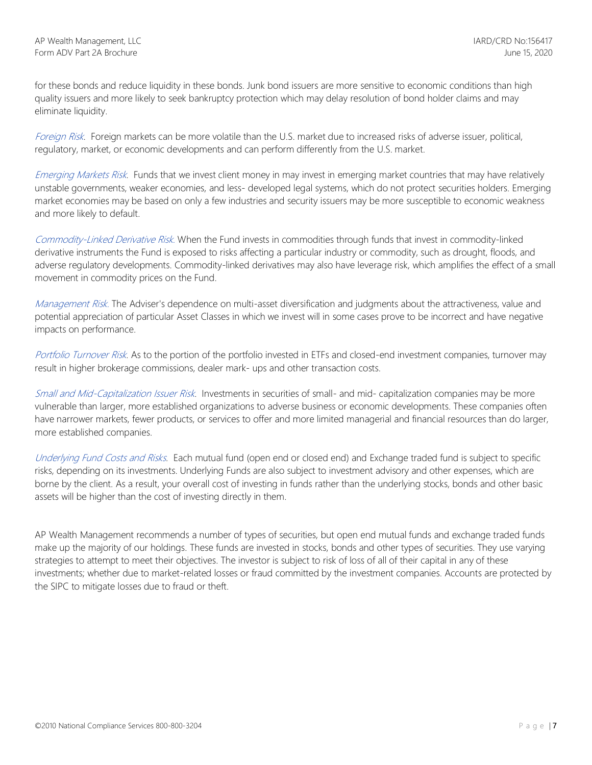for these bonds and reduce liquidity in these bonds. Junk bond issuers are more sensitive to economic conditions than high quality issuers and more likely to seek bankruptcy protection which may delay resolution of bond holder claims and may eliminate liquidity.

*Foreign Risk*. Foreign markets can be more volatile than the U.S. market due to increased risks of adverse issuer, political, regulatory, market, or economic developments and can perform differently from the U.S. market.

*Emerging Markets Risk*. Funds that we invest client money in may invest in emerging market countries that may have relatively unstable governments, weaker economies, and less- developed legal systems, which do not protect securities holders. Emerging market economies may be based on only a few industries and security issuers may be more susceptible to economic weakness and more likely to default.

*Commodity-Linked Derivative Risk*. When the Fund invests in commodities through funds that invest in commodity-linked derivative instruments the Fund is exposed to risks affecting a particular industry or commodity, such as drought, floods, and adverse regulatory developments. Commodity-linked derivatives may also have leverage risk, which amplifies the effect of a small movement in commodity prices on the Fund.

*Management Risk*. The Adviser's dependence on multi-asset diversification and judgments about the attractiveness, value and potential appreciation of particular Asset Classes in which we invest will in some cases prove to be incorrect and have negative impacts on performance.

*Portfolio Turnover Risk*. As to the portion of the portfolio invested in ETFs and closed-end investment companies, turnover may result in higher brokerage commissions, dealer mark- ups and other transaction costs.

*Small and Mid-Capitalization Issuer Risk*. Investments in securities of small- and mid- capitalization companies may be more vulnerable than larger, more established organizations to adverse business or economic developments. These companies often have narrower markets, fewer products, or services to offer and more limited managerial and financial resources than do larger, more established companies.

*Underlying Fund Costs and Risks*. Each mutual fund (open end or closed end) and Exchange traded fund is subject to specific risks, depending on its investments. Underlying Funds are also subject to investment advisory and other expenses, which are borne by the client. As a result, your overall cost of investing in funds rather than the underlying stocks, bonds and other basic assets will be higher than the cost of investing directly in them.

AP Wealth Management recommends a number of types of securities, but open end mutual funds and exchange traded funds make up the majority of our holdings. These funds are invested in stocks, bonds and other types of securities. They use varying strategies to attempt to meet their objectives. The investor is subject to risk of loss of all of their capital in any of these investments; whether due to market-related losses or fraud committed by the investment companies. Accounts are protected by the SIPC to mitigate losses due to fraud or theft.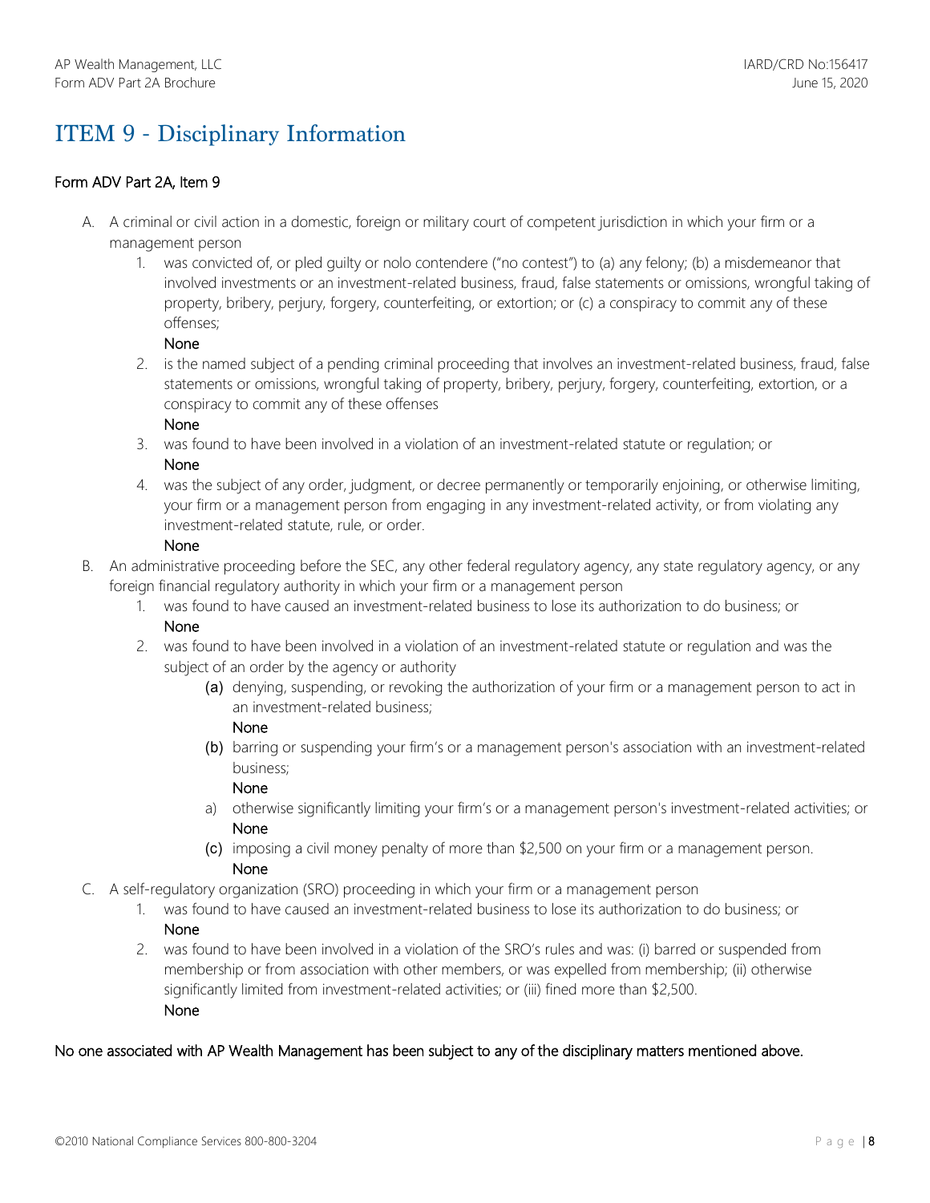# ITEM 9 - Disciplinary Information

Form ADV Part 2A, Item 9

A. A criminal or civil action in a domestic, foreign or military court of competent jurisdiction in which your firm or a management person
   1. was convicted of, or pled guilty or nolo contendere ("no contest") to (a) any felony; (b) a misdemeanor that involved investments or an investment-related business, fraud, false statements or omissions, wrongful taking of property, bribery, perjury, forgery, counterfeiting, or extortion; or (c) a conspiracy to commit any of these offenses;
      None
   2. is the named subject of a pending criminal proceeding that involves an investment-related business, fraud, false statements or omissions, wrongful taking of property, bribery, perjury, forgery, counterfeiting, extortion, or a conspiracy to commit any of these offenses
      None
   3. was found to have been involved in a violation of an investment-related statute or regulation; or
      None
   4. was the subject of any order, judgment, or decree permanently or temporarily enjoining, or otherwise limiting, your firm or a management person from engaging in any investment-related activity, or from violating any investment-related statute, rule, or order.
      None

B. An administrative proceeding before the SEC, any other federal regulatory agency, any state regulatory agency, or any foreign financial regulatory authority in which your firm or a management person
   1. was found to have caused an investment-related business to lose its authorization to do business; or
      None
   2. was found to have been involved in a violation of an investment-related statute or regulation and was the subject of an order by the agency or authority
      (a) denying, suspending, or revoking the authorization of your firm or a management person to act in an investment-related business;
      None
      (b) barring or suspending your firm's or a management person's association with an investment-related business;
      None
      a) otherwise significantly limiting your firm's or a management person's investment-related activities; or
      None
      (c) imposing a civil money penalty of more than $2,500 on your firm or a management person.
      None

C. A self-regulatory organization (SRO) proceeding in which your firm or a management person
   1. was found to have caused an investment-related business to lose its authorization to do business; or
      None
   2. was found to have been involved in a violation of the SRO's rules and was: (i) barred or suspended from membership or from association with other members, or was expelled from membership; (ii) otherwise significantly limited from investment-related activities; or (iii) fined more than $2,500.
      None

No one associated with AP Wealth Management has been subject to any of the disciplinary matters mentioned above.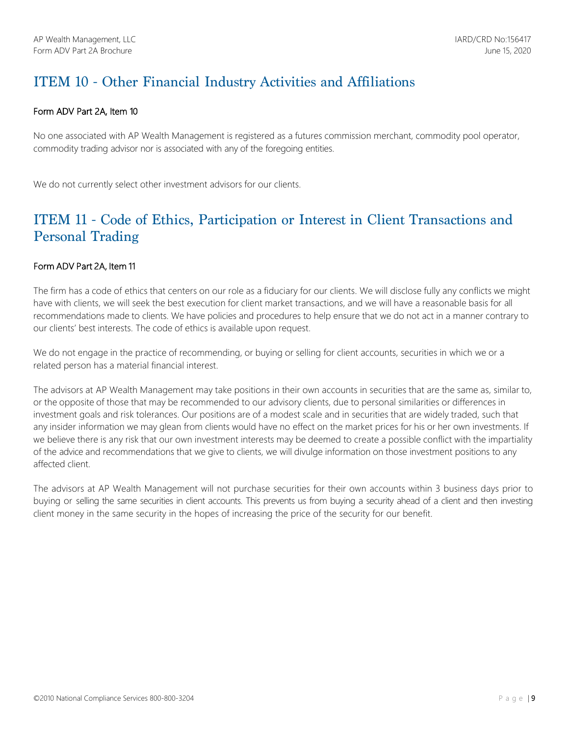## ITEM 10 - Other Financial Industry Activities and Affiliations

Form ADV Part 2A, Item 10

No one associated with AP Wealth Management is registered as a futures commission merchant, commodity pool operator, commodity trading advisor nor is associated with any of the foregoing entities.

We do not currently select other investment advisors for our clients.

## ITEM 11 - Code of Ethics, Participation or Interest in Client Transactions and Personal Trading

Form ADV Part 2A, Item 11

The firm has a code of ethics that centers on our role as a fiduciary for our clients. We will disclose fully any conflicts we might have with clients, we will seek the best execution for client market transactions, and we will have a reasonable basis for all recommendations made to clients. We have policies and procedures to help ensure that we do not act in a manner contrary to our clients' best interests. The code of ethics is available upon request.

We do not engage in the practice of recommending, or buying or selling for client accounts, securities in which we or a related person has a material financial interest.

The advisors at AP Wealth Management may take positions in their own accounts in securities that are the same as, similar to, or the opposite of those that may be recommended to our advisory clients, due to personal similarities or differences in investment goals and risk tolerances. Our positions are of a modest scale and in securities that are widely traded, such that any insider information we may glean from clients would have no effect on the market prices for his or her own investments. If we believe there is any risk that our own investment interests may be deemed to create a possible conflict with the impartiality of the advice and recommendations that we give to clients, we will divulge information on those investment positions to any affected client.

The advisors at AP Wealth Management will not purchase securities for their own accounts within 3 business days prior to buying or selling the same securities in client accounts. This prevents us from buying a security ahead of a client and then investing client money in the same security in the hopes of increasing the price of the security for our benefit.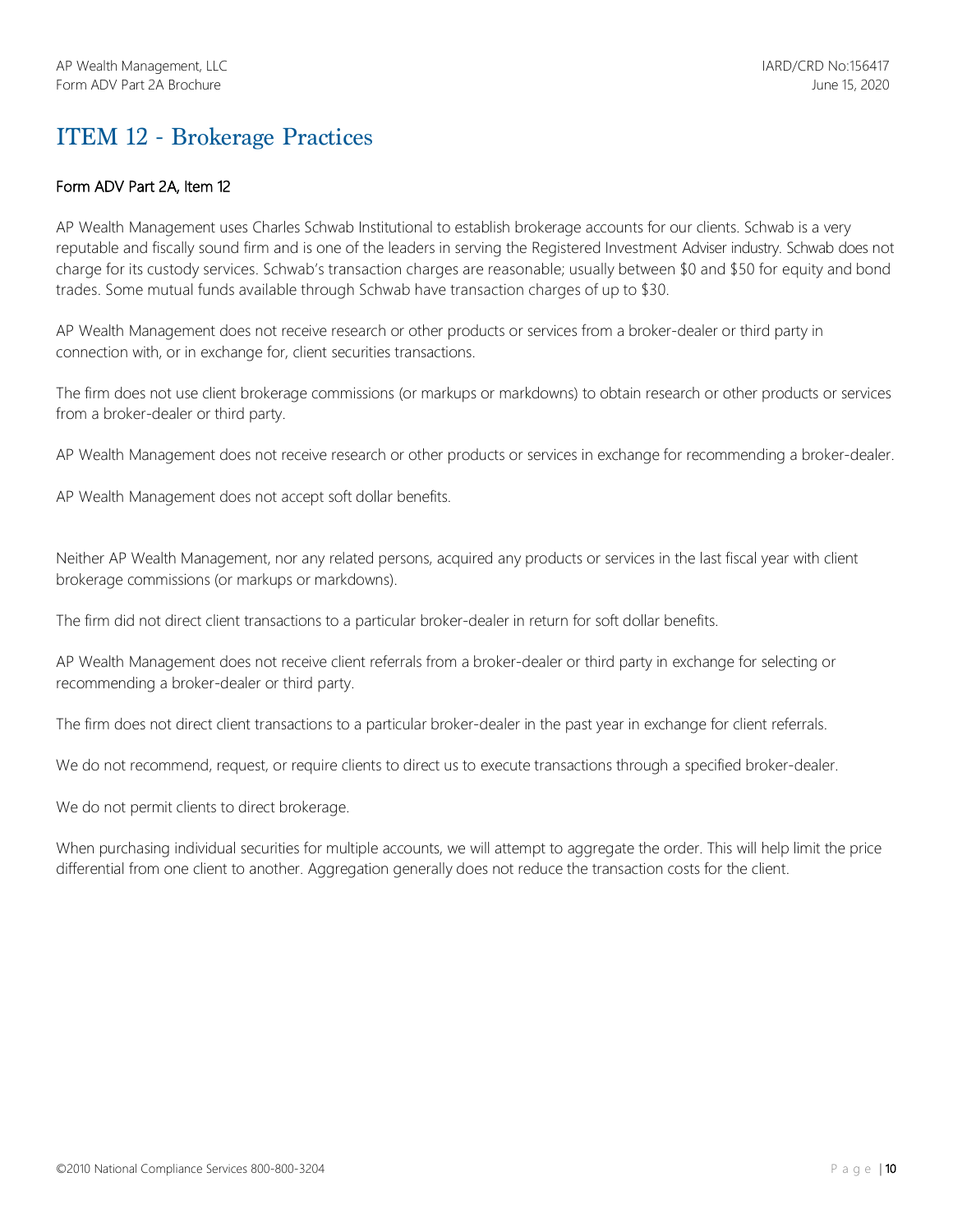# ITEM 12 - Brokerage Practices

Form ADV Part 2A, Item 12

AP Wealth Management uses Charles Schwab Institutional to establish brokerage accounts for our clients. Schwab is a very reputable and fiscally sound firm and is one of the leaders in serving the Registered Investment Adviser industry. Schwab does not charge for its custody services. Schwab's transaction charges are reasonable; usually between $0 and $50 for equity and bond trades. Some mutual funds available through Schwab have transaction charges of up to $30.

AP Wealth Management does not receive research or other products or services from a broker-dealer or third party in connection with, or in exchange for, client securities transactions.

The firm does not use client brokerage commissions (or markups or markdowns) to obtain research or other products or services from a broker-dealer or third party.

AP Wealth Management does not receive research or other products or services in exchange for recommending a broker-dealer.

AP Wealth Management does not accept soft dollar benefits.

Neither AP Wealth Management, nor any related persons, acquired any products or services in the last fiscal year with client brokerage commissions (or markups or markdowns).

The firm did not direct client transactions to a particular broker-dealer in return for soft dollar benefits.

AP Wealth Management does not receive client referrals from a broker-dealer or third party in exchange for selecting or recommending a broker-dealer or third party.

The firm does not direct client transactions to a particular broker-dealer in the past year in exchange for client referrals.

We do not recommend, request, or require clients to direct us to execute transactions through a specified broker-dealer.

We do not permit clients to direct brokerage.

When purchasing individual securities for multiple accounts, we will attempt to aggregate the order. This will help limit the price differential from one client to another. Aggregation generally does not reduce the transaction costs for the client.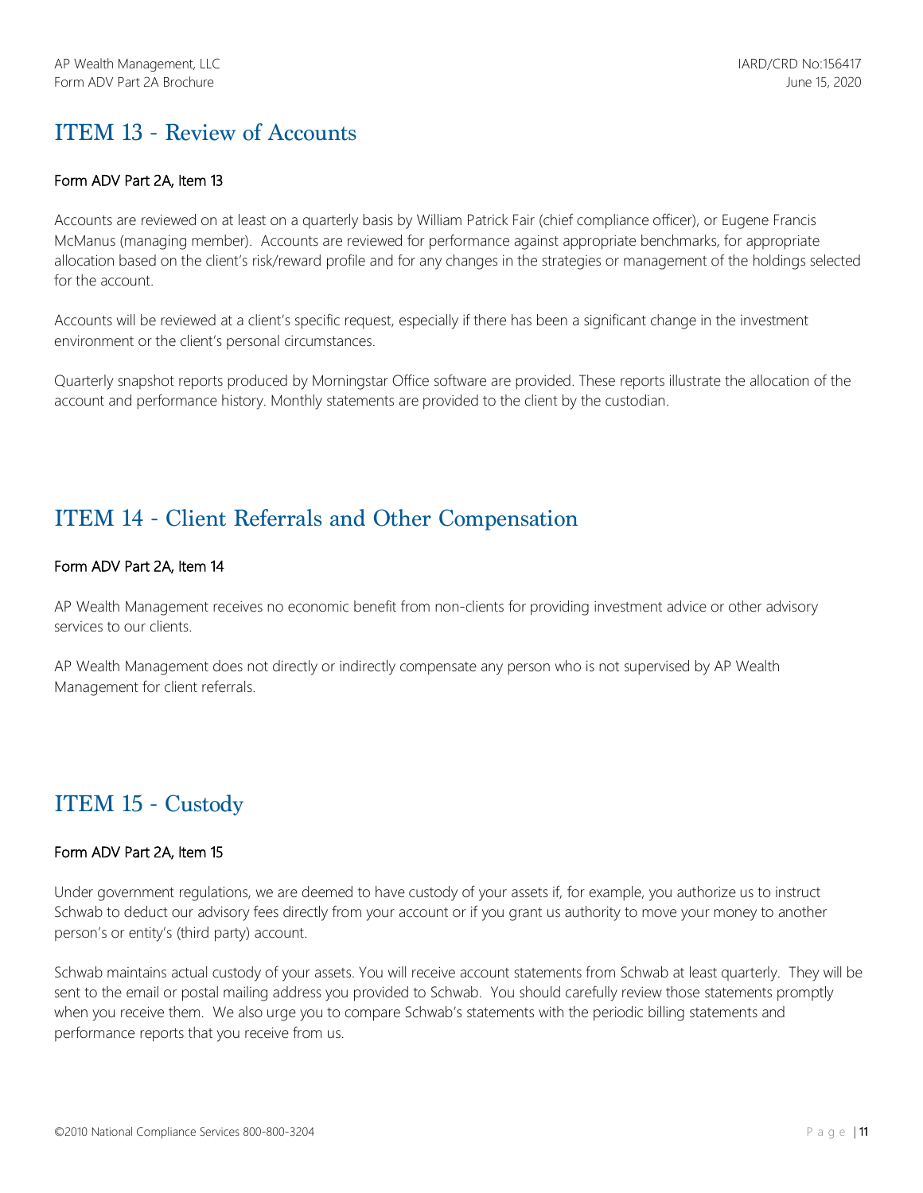## ITEM 13 - Review of Accounts

Form ADV Part 2A, Item 13

Accounts are reviewed on at least on a quarterly basis by William Patrick Fair (chief compliance officer), or Eugene Francis McManus (managing member). Accounts are reviewed for performance against appropriate benchmarks, for appropriate allocation based on the client's risk/reward profile and for any changes in the strategies or management of the holdings selected for the account.

Accounts will be reviewed at a client's specific request, especially if there has been a significant change in the investment environment or the client's personal circumstances.

Quarterly snapshot reports produced by Morningstar Office software are provided. These reports illustrate the allocation of the account and performance history. Monthly statements are provided to the client by the custodian.

## ITEM 14 - Client Referrals and Other Compensation

Form ADV Part 2A, Item 14

AP Wealth Management receives no economic benefit from non-clients for providing investment advice or other advisory services to our clients.

AP Wealth Management does not directly or indirectly compensate any person who is not supervised by AP Wealth Management for client referrals.

## ITEM 15 - Custody

Form ADV Part 2A, Item 15

Under government regulations, we are deemed to have custody of your assets if, for example, you authorize us to instruct Schwab to deduct our advisory fees directly from your account or if you grant us authority to move your money to another person's or entity's (third party) account.

Schwab maintains actual custody of your assets. You will receive account statements from Schwab at least quarterly. They will be sent to the email or postal mailing address you provided to Schwab. You should carefully review those statements promptly when you receive them. We also urge you to compare Schwab's statements with the periodic billing statements and performance reports that you receive from us.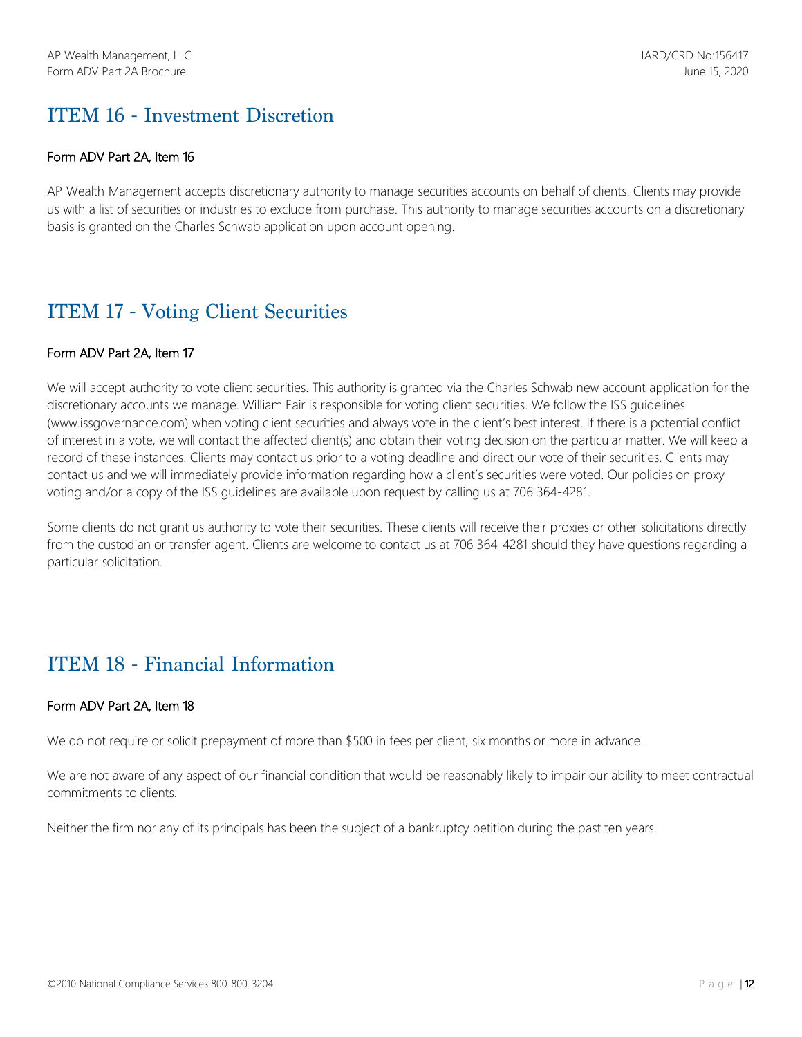# ITEM 16 - Investment Discretion

### Form ADV Part 2A, Item 16

AP Wealth Management accepts discretionary authority to manage securities accounts on behalf of clients. Clients may provide us with a list of securities or industries to exclude from purchase. This authority to manage securities accounts on a discretionary basis is granted on the Charles Schwab application upon account opening.

# ITEM 17 - Voting Client Securities

### Form ADV Part 2A, Item 17

We will accept authority to vote client securities. This authority is granted via the Charles Schwab new account application for the discretionary accounts we manage. William Fair is responsible for voting client securities. We follow the ISS guidelines (www.issgovernance.com) when voting client securities and always vote in the client's best interest. If there is a potential conflict of interest in a vote, we will contact the affected client(s) and obtain their voting decision on the particular matter. We will keep a record of these instances. Clients may contact us prior to a voting deadline and direct our vote of their securities. Clients may contact us and we will immediately provide information regarding how a client's securities were voted. Our policies on proxy voting and/or a copy of the ISS guidelines are available upon request by calling us at 706 364-4281.

Some clients do not grant us authority to vote their securities. These clients will receive their proxies or other solicitations directly from the custodian or transfer agent. Clients are welcome to contact us at 706 364-4281 should they have questions regarding a particular solicitation.

# ITEM 18 - Financial Information

### Form ADV Part 2A, Item 18

We do not require or solicit prepayment of more than $500 in fees per client, six months or more in advance.

We are not aware of any aspect of our financial condition that would be reasonably likely to impair our ability to meet contractual commitments to clients.

Neither the firm nor any of its principals has been the subject of a bankruptcy petition during the past ten years.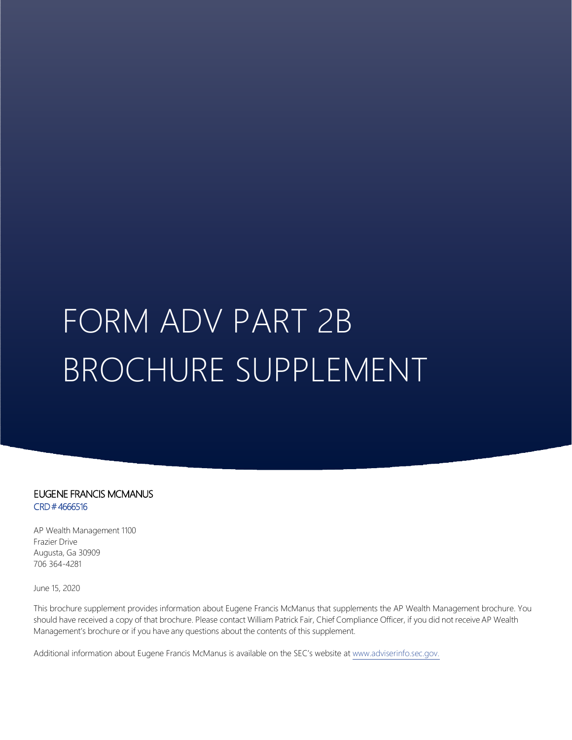# FORM ADV PART 2B BROCHURE SUPPLEMENT

**EUGENE FRANCIS MCMANUS**
CRD # 4666516

AP Wealth Management 1100
Frazier Drive
Augusta, Ga 30909
706 364-4281

June 15, 2020

This brochure supplement provides information about Eugene Francis McManus that supplements the AP Wealth Management brochure. You should have received a copy of that brochure. Please contact William Patrick Fair, Chief Compliance Officer, if you did not receive AP Wealth Management's brochure or if you have any questions about the contents of this supplement.

Additional information about Eugene Francis McManus is available on the SEC's website at www.adviserinfo.sec.gov.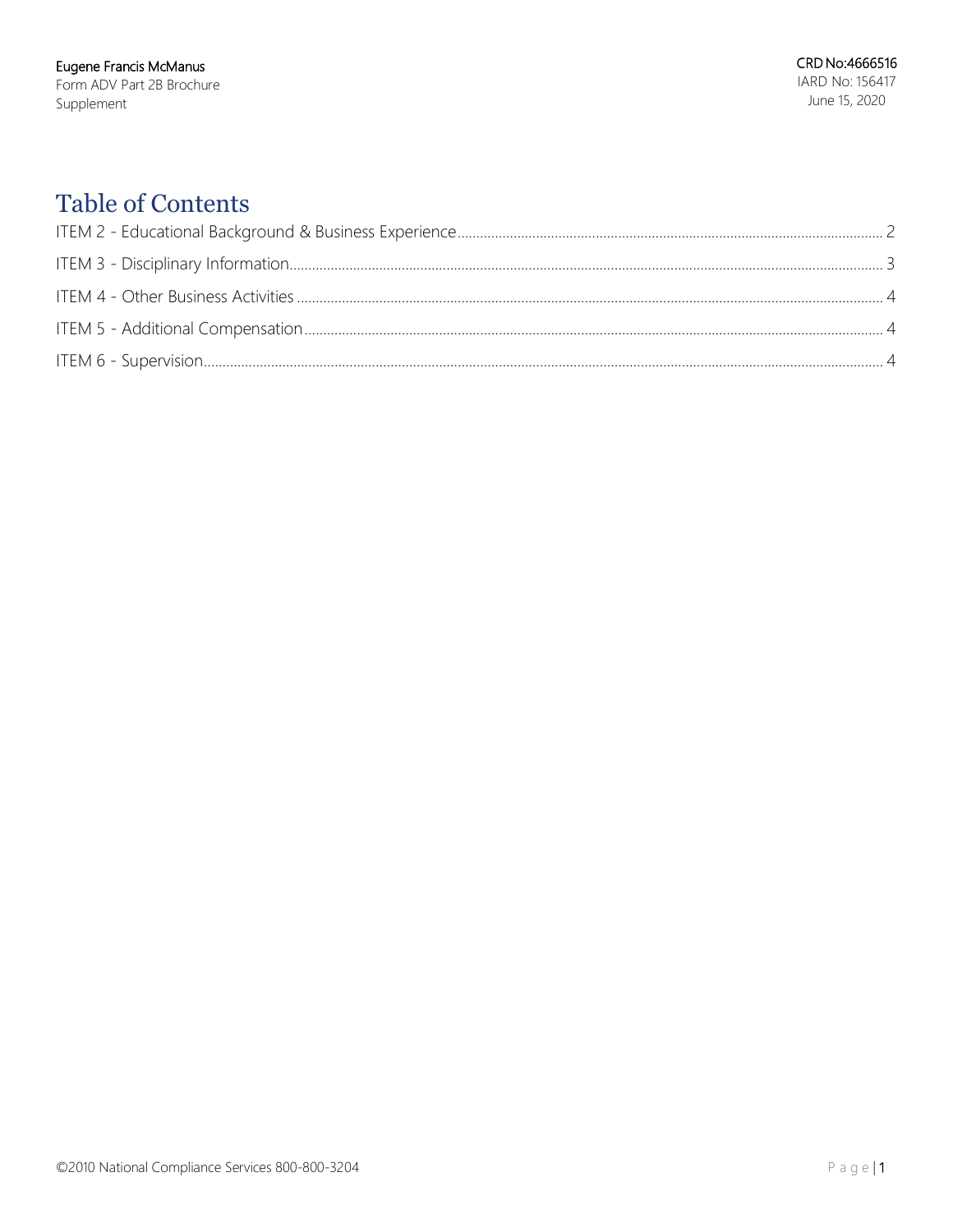Eugene Francis McManus
Form ADV Part 2B Brochure Supplement

CRD No:4666516
IARD No: 156417
June 15, 2020

# Table of Contents

ITEM 2 - Educational Background & Business Experience ..... 2
ITEM 3 - Disciplinary Information ..... 3
ITEM 4 - Other Business Activities ..... 4
ITEM 5 - Additional Compensation ..... 4
ITEM 6 - Supervision ..... 4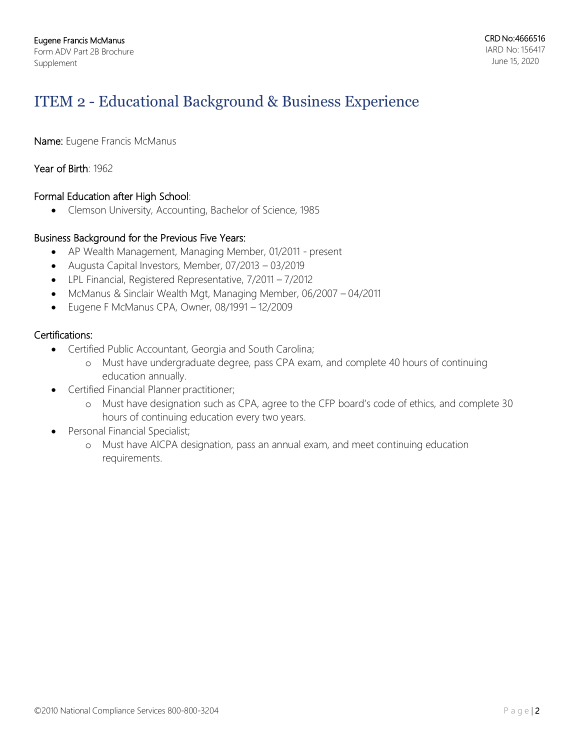## ITEM 2 - Educational Background & Business Experience

**Name:** Eugene Francis McManus

**Year of Birth**: 1962

**Formal Education after High School**:

- Clemson University, Accounting, Bachelor of Science, 1985

**Business Background for the Previous Five Years:**

- AP Wealth Management, Managing Member, 01/2011 - present
- Augusta Capital Investors, Member, 07/2013 – 03/2019
- LPL Financial, Registered Representative, 7/2011 – 7/2012
- McManus & Sinclair Wealth Mgt, Managing Member, 06/2007 – 04/2011
- Eugene F McManus CPA, Owner, 08/1991 – 12/2009

**Certifications:**

- Certified Public Accountant, Georgia and South Carolina;
  - Must have undergraduate degree, pass CPA exam, and complete 40 hours of continuing education annually.
- Certified Financial Planner practitioner;
  - Must have designation such as CPA, agree to the CFP board's code of ethics, and complete 30 hours of continuing education every two years.
- Personal Financial Specialist;
  - Must have AICPA designation, pass an annual exam, and meet continuing education requirements.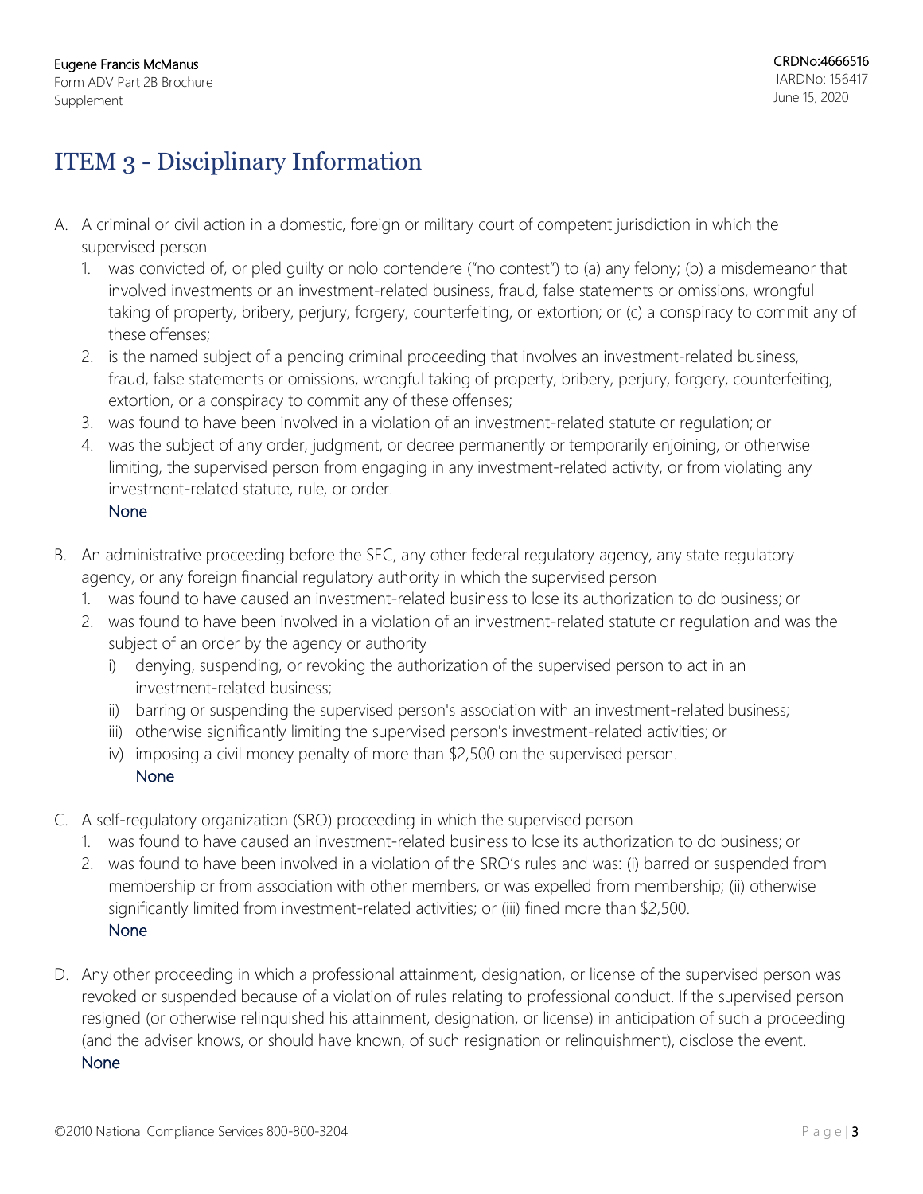## ITEM 3 - Disciplinary Information

A. A criminal or civil action in a domestic, foreign or military court of competent jurisdiction in which the supervised person
   1. was convicted of, or pled guilty or nolo contendere ("no contest") to (a) any felony; (b) a misdemeanor that involved investments or an investment-related business, fraud, false statements or omissions, wrongful taking of property, bribery, perjury, forgery, counterfeiting, or extortion; or (c) a conspiracy to commit any of these offenses;
   2. is the named subject of a pending criminal proceeding that involves an investment-related business, fraud, false statements or omissions, wrongful taking of property, bribery, perjury, forgery, counterfeiting, extortion, or a conspiracy to commit any of these offenses;
   3. was found to have been involved in a violation of an investment-related statute or regulation; or
   4. was the subject of any order, judgment, or decree permanently or temporarily enjoining, or otherwise limiting, the supervised person from engaging in any investment-related activity, or from violating any investment-related statute, rule, or order.

   None

B. An administrative proceeding before the SEC, any other federal regulatory agency, any state regulatory agency, or any foreign financial regulatory authority in which the supervised person
   1. was found to have caused an investment-related business to lose its authorization to do business; or
   2. was found to have been involved in a violation of an investment-related statute or regulation and was the subject of an order by the agency or authority
      i) denying, suspending, or revoking the authorization of the supervised person to act in an investment-related business;
      ii) barring or suspending the supervised person's association with an investment-related business;
      iii) otherwise significantly limiting the supervised person's investment-related activities; or
      iv) imposing a civil money penalty of more than $2,500 on the supervised person.

      None

C. A self-regulatory organization (SRO) proceeding in which the supervised person
   1. was found to have caused an investment-related business to lose its authorization to do business; or
   2. was found to have been involved in a violation of the SRO's rules and was: (i) barred or suspended from membership or from association with other members, or was expelled from membership; (ii) otherwise significantly limited from investment-related activities; or (iii) fined more than $2,500.

   None

D. Any other proceeding in which a professional attainment, designation, or license of the supervised person was revoked or suspended because of a violation of rules relating to professional conduct. If the supervised person resigned (or otherwise relinquished his attainment, designation, or license) in anticipation of such a proceeding (and the adviser knows, or should have known, of such resignation or relinquishment), disclose the event.

   None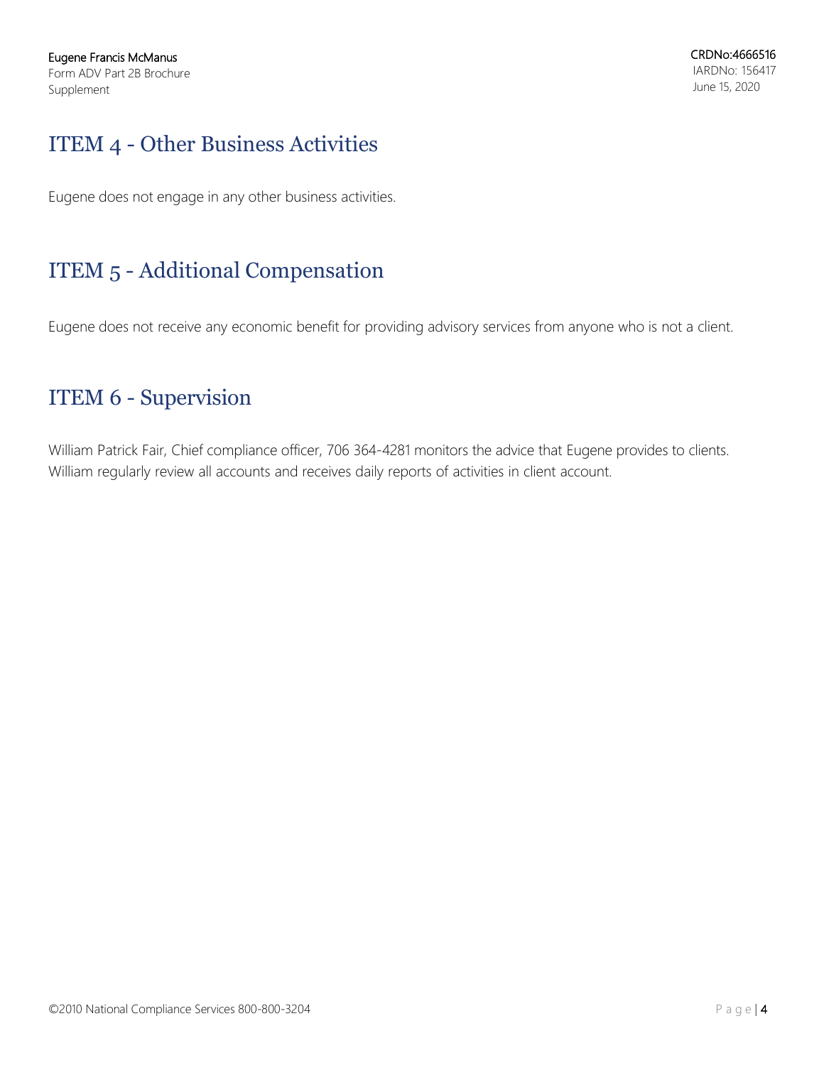## ITEM 4 - Other Business Activities

Eugene does not engage in any other business activities.

## ITEM 5 - Additional Compensation

Eugene does not receive any economic benefit for providing advisory services from anyone who is not a client.

## ITEM 6 - Supervision

William Patrick Fair, Chief compliance officer, 706 364-4281 monitors the advice that Eugene provides to clients. William regularly review all accounts and receives daily reports of activities in client account.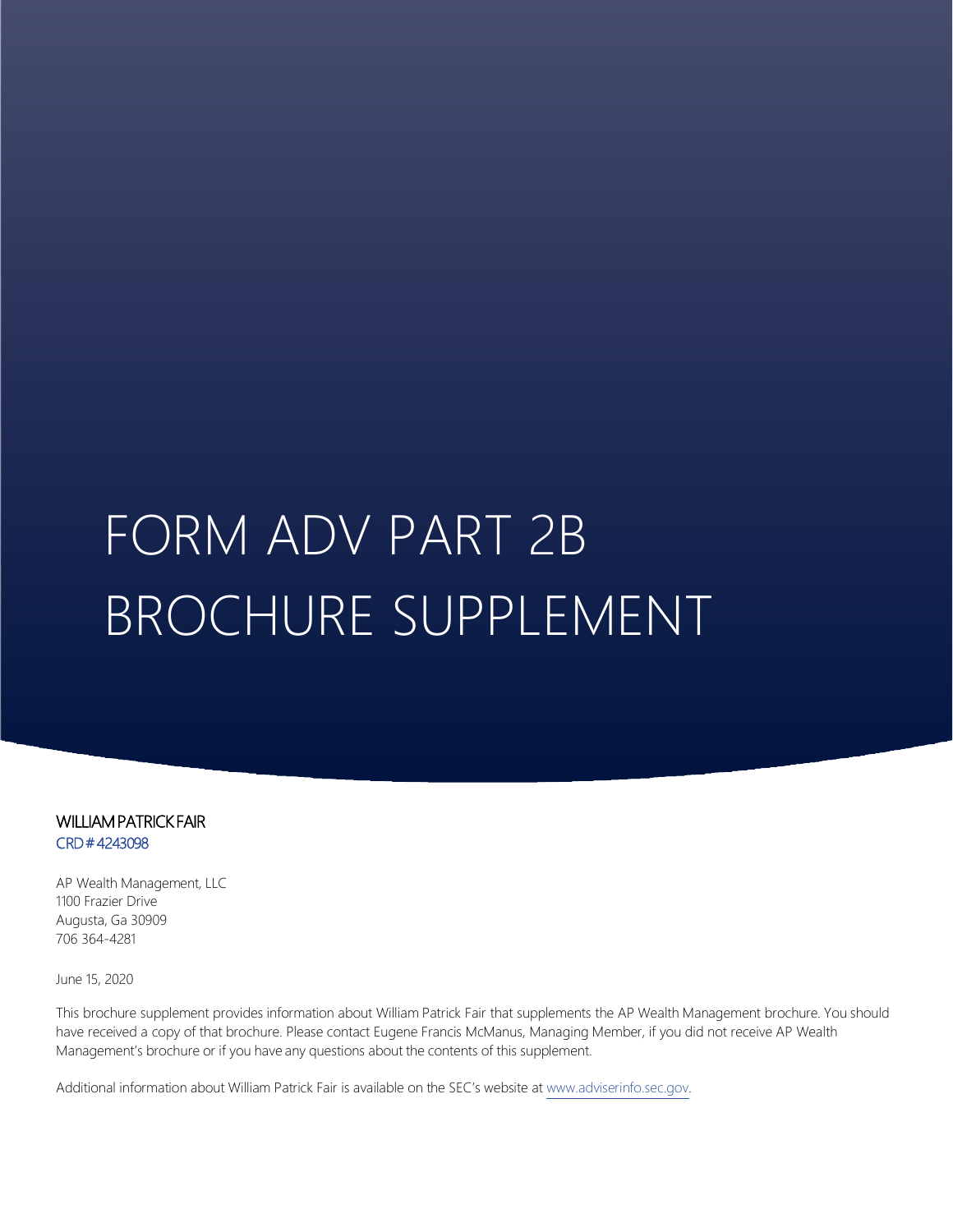# FORM ADV PART 2B BROCHURE SUPPLEMENT

**WILLIAM PATRICK FAIR**
CRD # 4243098

AP Wealth Management, LLC
1100 Frazier Drive
Augusta, Ga 30909
706 364-4281

June 15, 2020

This brochure supplement provides information about William Patrick Fair that supplements the AP Wealth Management brochure. You should have received a copy of that brochure. Please contact Eugene Francis McManus, Managing Member, if you did not receive AP Wealth Management's brochure or if you have any questions about the contents of this supplement.

Additional information about William Patrick Fair is available on the SEC's website at www.adviserinfo.sec.gov.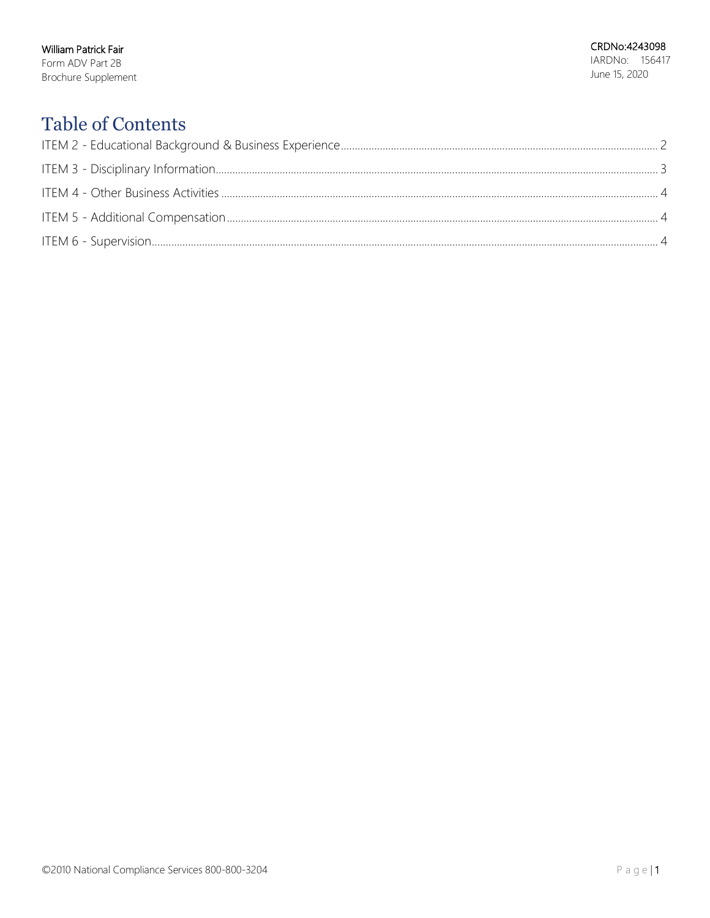William Patrick Fair
Form ADV Part 2B
Brochure Supplement

CRDNo:4243098
IARDNo: 156417
June 15, 2020

# Table of Contents

ITEM 2 - Educational Background & Business Experience .......... 2

ITEM 3 - Disciplinary Information .......... 3

ITEM 4 - Other Business Activities .......... 4

ITEM 5 - Additional Compensation .......... 4

ITEM 6 - Supervision .......... 4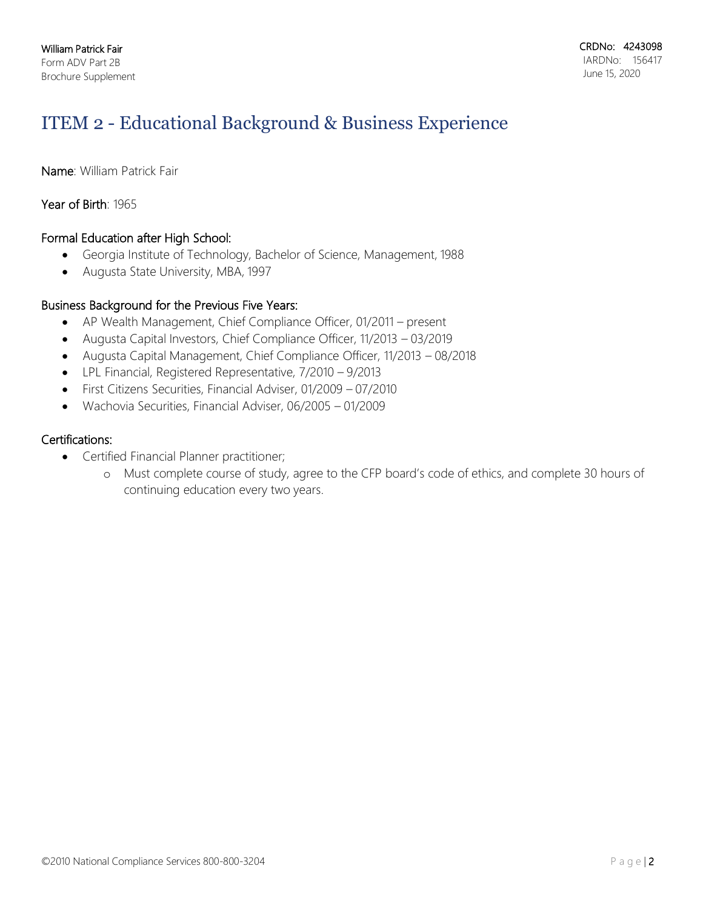William Patrick Fair
Form ADV Part 2B
Brochure Supplement

CRDNo: 4243098
IARDNo: 156417
June 15, 2020

# ITEM 2 - Educational Background & Business Experience

**Name**: William Patrick Fair

**Year of Birth**: 1965

**Formal Education after High School:**

- Georgia Institute of Technology, Bachelor of Science, Management, 1988
- Augusta State University, MBA, 1997

**Business Background for the Previous Five Years:**

- AP Wealth Management, Chief Compliance Officer, 01/2011 – present
- Augusta Capital Investors, Chief Compliance Officer, 11/2013 – 03/2019
- Augusta Capital Management, Chief Compliance Officer, 11/2013 – 08/2018
- LPL Financial, Registered Representative, 7/2010 – 9/2013
- First Citizens Securities, Financial Adviser, 01/2009 – 07/2010
- Wachovia Securities, Financial Adviser, 06/2005 – 01/2009

**Certifications:**

- Certified Financial Planner practitioner;
  - Must complete course of study, agree to the CFP board's code of ethics, and complete 30 hours of continuing education every two years.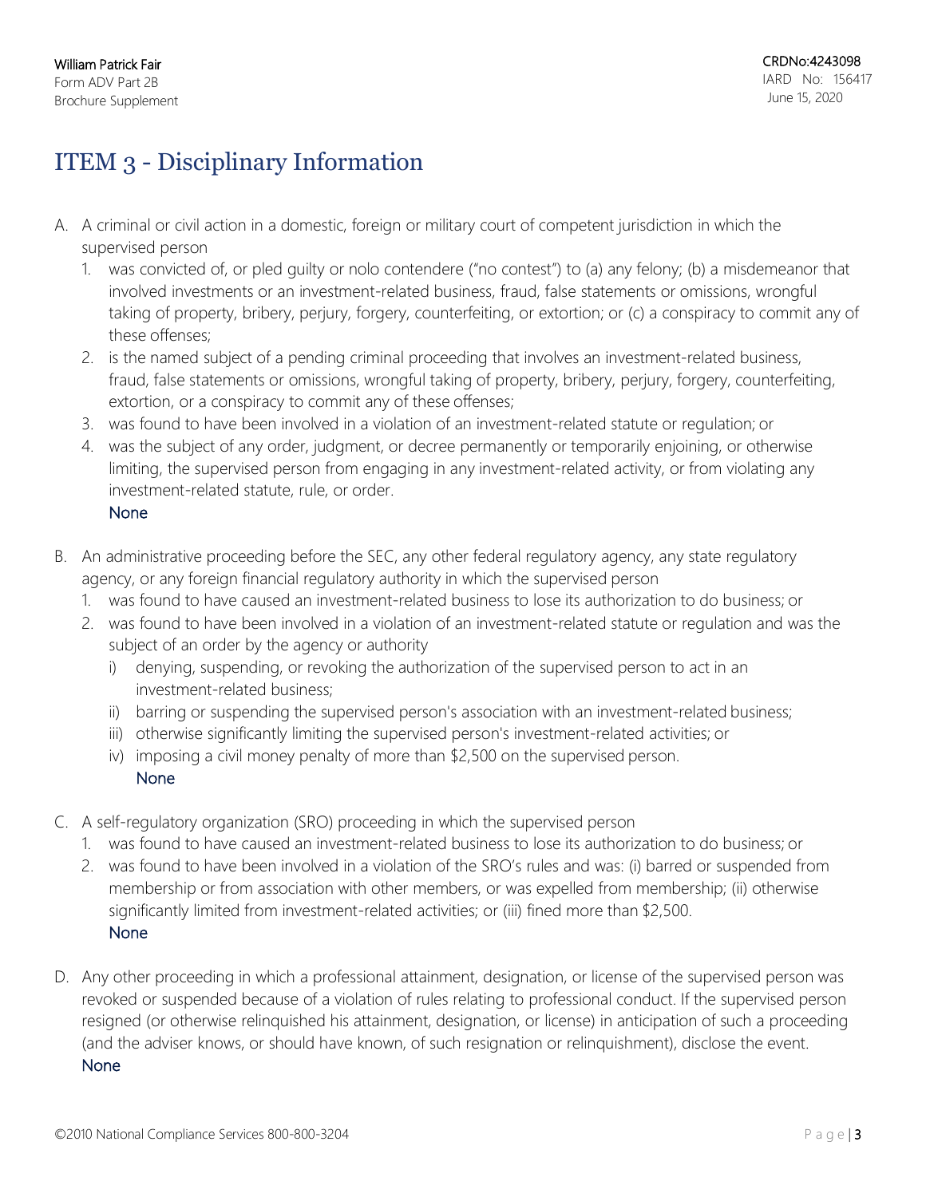# ITEM 3 - Disciplinary Information

A. A criminal or civil action in a domestic, foreign or military court of competent jurisdiction in which the supervised person

1. was convicted of, or pled guilty or nolo contendere ("no contest") to (a) any felony; (b) a misdemeanor that involved investments or an investment-related business, fraud, false statements or omissions, wrongful taking of property, bribery, perjury, forgery, counterfeiting, or extortion; or (c) a conspiracy to commit any of these offenses;
2. is the named subject of a pending criminal proceeding that involves an investment-related business, fraud, false statements or omissions, wrongful taking of property, bribery, perjury, forgery, counterfeiting, extortion, or a conspiracy to commit any of these offenses;
3. was found to have been involved in a violation of an investment-related statute or regulation; or
4. was the subject of any order, judgment, or decree permanently or temporarily enjoining, or otherwise limiting, the supervised person from engaging in any investment-related activity, or from violating any investment-related statute, rule, or order.

None

B. An administrative proceeding before the SEC, any other federal regulatory agency, any state regulatory agency, or any foreign financial regulatory authority in which the supervised person

1. was found to have caused an investment-related business to lose its authorization to do business; or
2. was found to have been involved in a violation of an investment-related statute or regulation and was the subject of an order by the agency or authority
   i) denying, suspending, or revoking the authorization of the supervised person to act in an investment-related business;
   ii) barring or suspending the supervised person's association with an investment-related business;
   iii) otherwise significantly limiting the supervised person's investment-related activities; or
   iv) imposing a civil money penalty of more than $2,500 on the supervised person.

None

C. A self-regulatory organization (SRO) proceeding in which the supervised person

1. was found to have caused an investment-related business to lose its authorization to do business; or
2. was found to have been involved in a violation of the SRO's rules and was: (i) barred or suspended from membership or from association with other members, or was expelled from membership; (ii) otherwise significantly limited from investment-related activities; or (iii) fined more than $2,500.

None

D. Any other proceeding in which a professional attainment, designation, or license of the supervised person was revoked or suspended because of a violation of rules relating to professional conduct. If the supervised person resigned (or otherwise relinquished his attainment, designation, or license) in anticipation of such a proceeding (and the adviser knows, or should have known, of such resignation or relinquishment), disclose the event.

None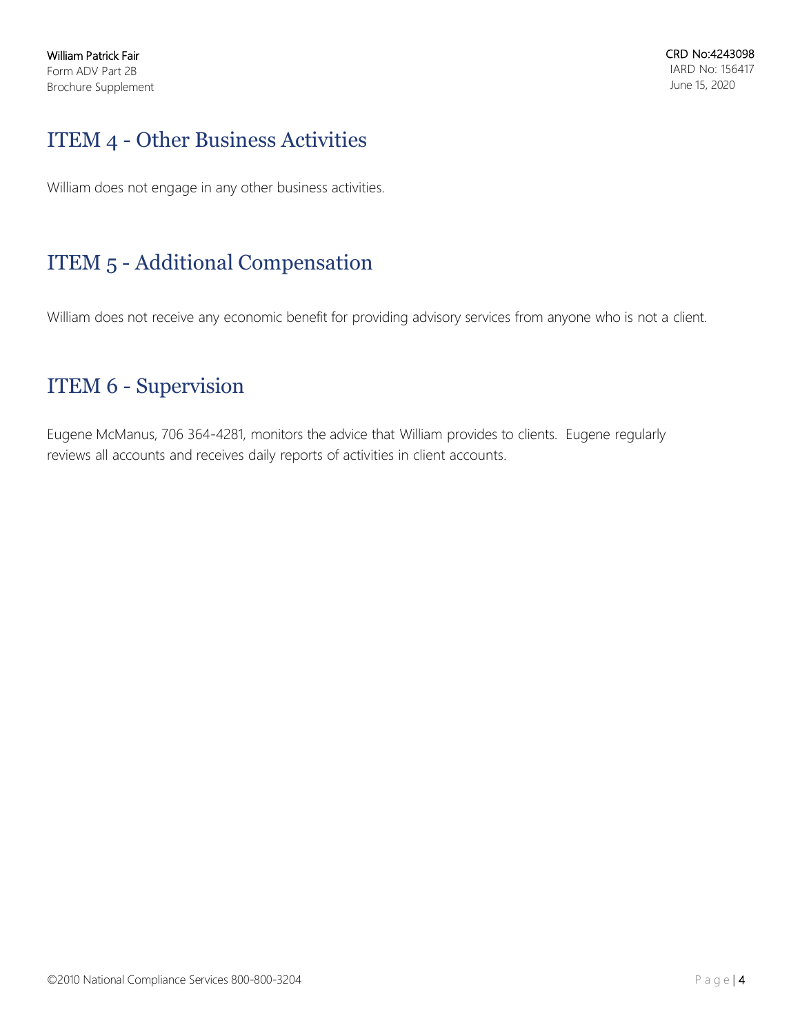## ITEM 4 - Other Business Activities

William does not engage in any other business activities.

## ITEM 5 - Additional Compensation

William does not receive any economic benefit for providing advisory services from anyone who is not a client.

## ITEM 6 - Supervision

Eugene McManus, 706 364-4281, monitors the advice that William provides to clients. Eugene regularly reviews all accounts and receives daily reports of activities in client accounts.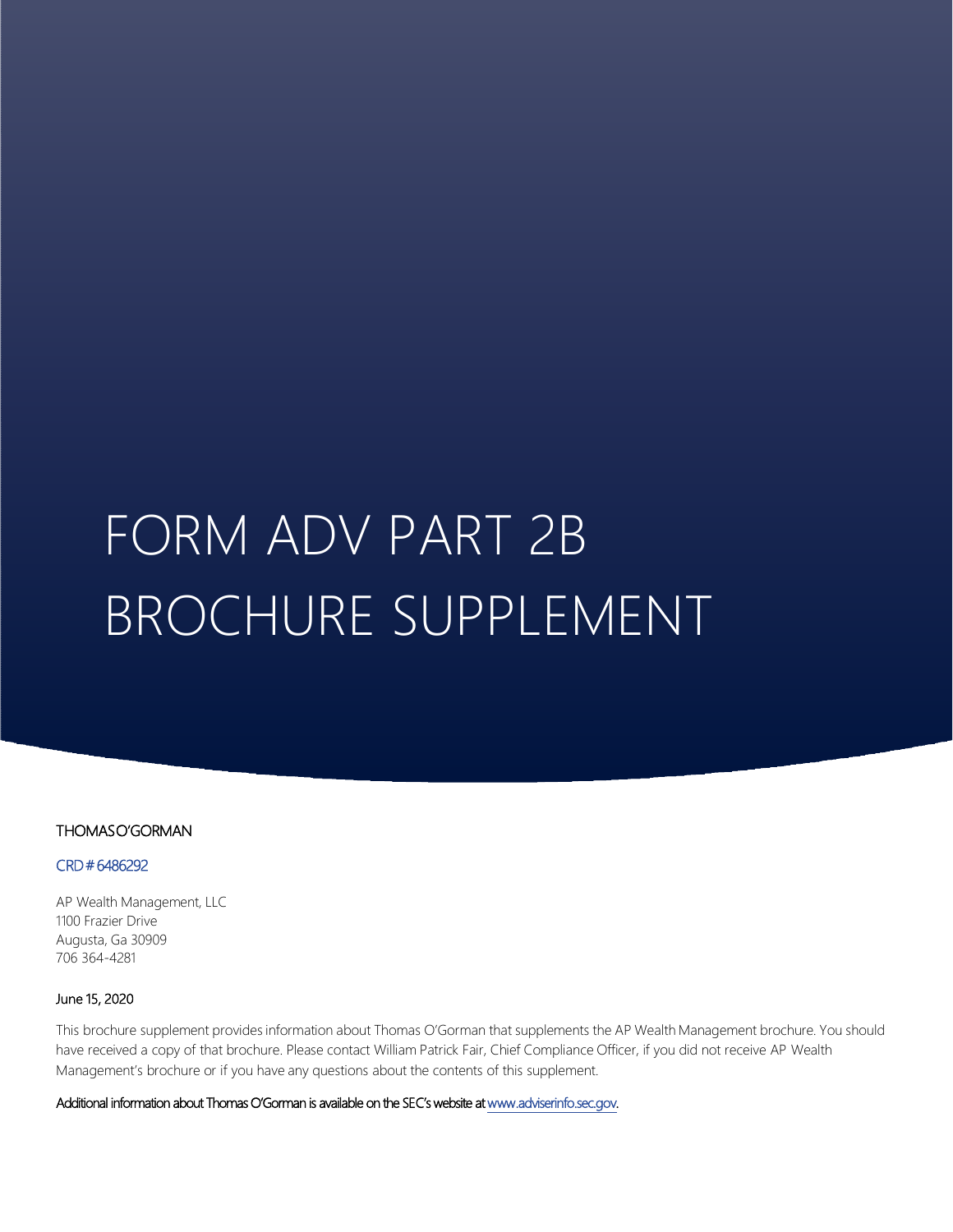# FORM ADV PART 2B
# BROCHURE SUPPLEMENT

**THOMAS O'GORMAN**

CRD # 6486292

AP Wealth Management, LLC
1100 Frazier Drive
Augusta, Ga 30909
706 364-4281

**June 15, 2020**

This brochure supplement provides information about Thomas O'Gorman that supplements the AP Wealth Management brochure. You should have received a copy of that brochure. Please contact William Patrick Fair, Chief Compliance Officer, if you did not receive AP Wealth Management's brochure or if you have any questions about the contents of this supplement.

**Additional information about Thomas O'Gorman is available on the SEC's website at [www.adviserinfo.sec.gov](http://www.adviserinfo.sec.gov).**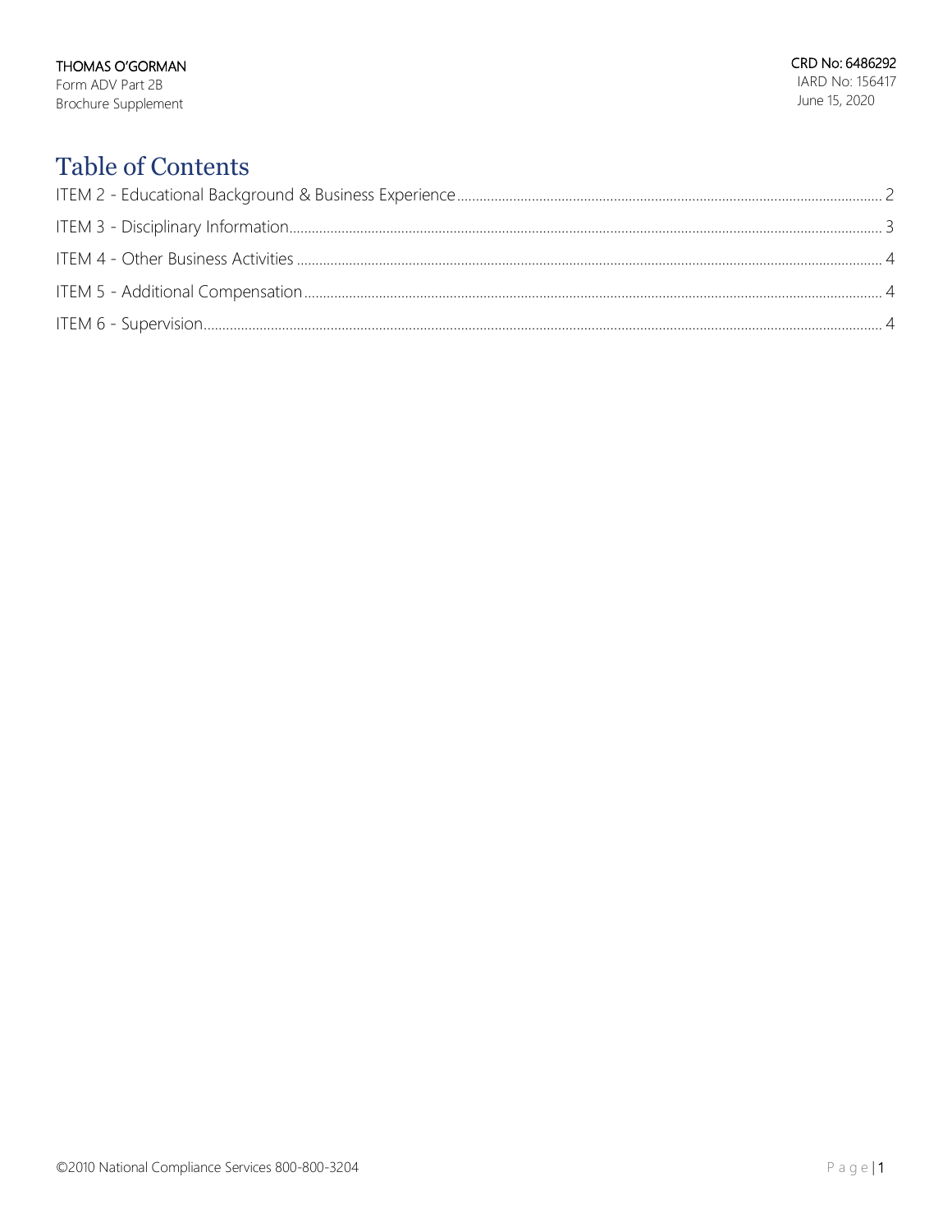THOMAS O'GORMAN
Form ADV Part 2B
Brochure Supplement

CRD No: 6486292
IARD No: 156417
June 15, 2020

# Table of Contents

ITEM 2 - Educational Background & Business Experience ..... 2

ITEM 3 - Disciplinary Information ..... 3

ITEM 4 - Other Business Activities ..... 4

ITEM 5 - Additional Compensation ..... 4

ITEM 6 - Supervision ..... 4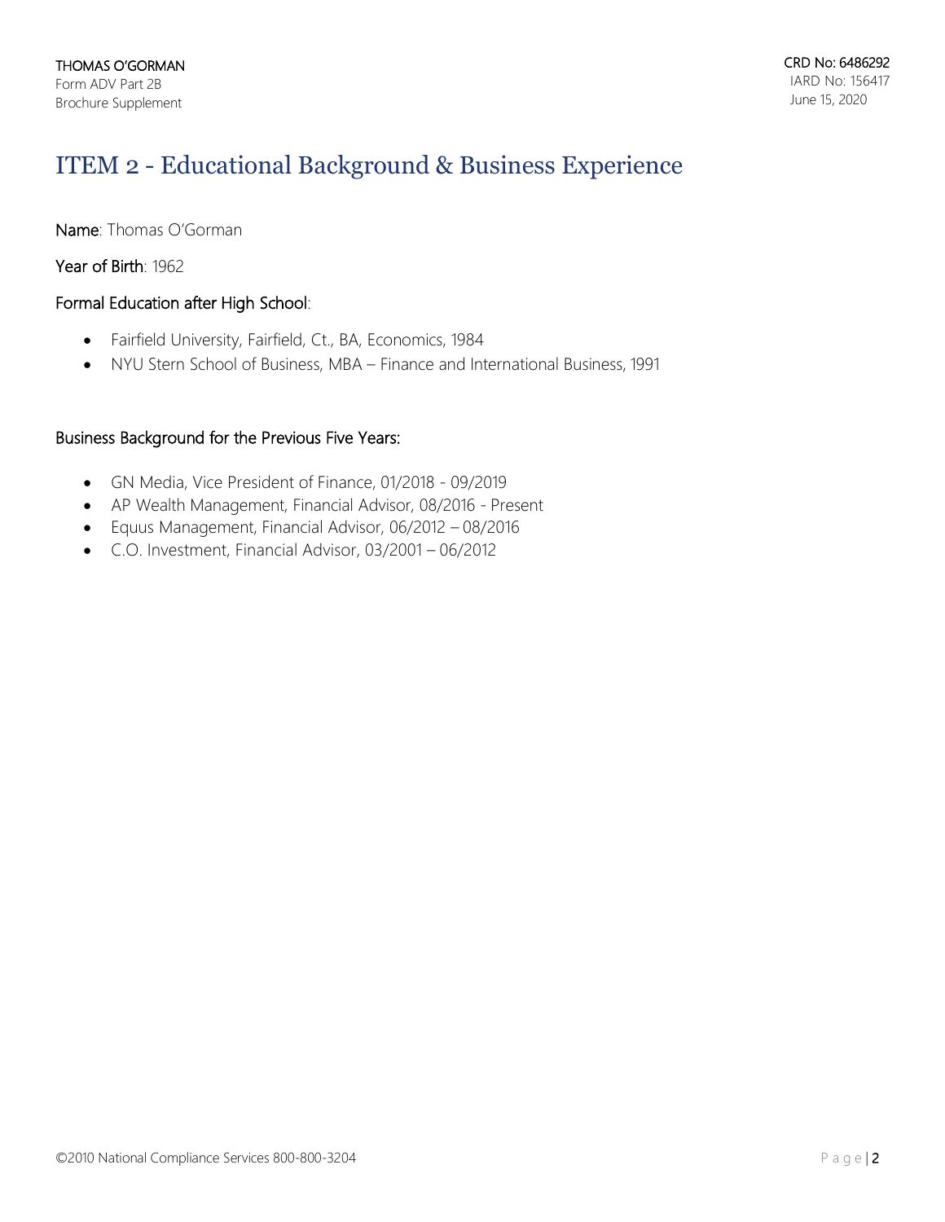# ITEM 2 - Educational Background & Business Experience

**Name**: Thomas O'Gorman

**Year of Birth**: 1962

**Formal Education after High School**:

- Fairfield University, Fairfield, Ct., BA, Economics, 1984
- NYU Stern School of Business, MBA – Finance and International Business, 1991

**Business Background for the Previous Five Years:**

- GN Media, Vice President of Finance, 01/2018 - 09/2019
- AP Wealth Management, Financial Advisor, 08/2016 - Present
- Equus Management, Financial Advisor, 06/2012 – 08/2016
- C.O. Investment, Financial Advisor, 03/2001 – 06/2012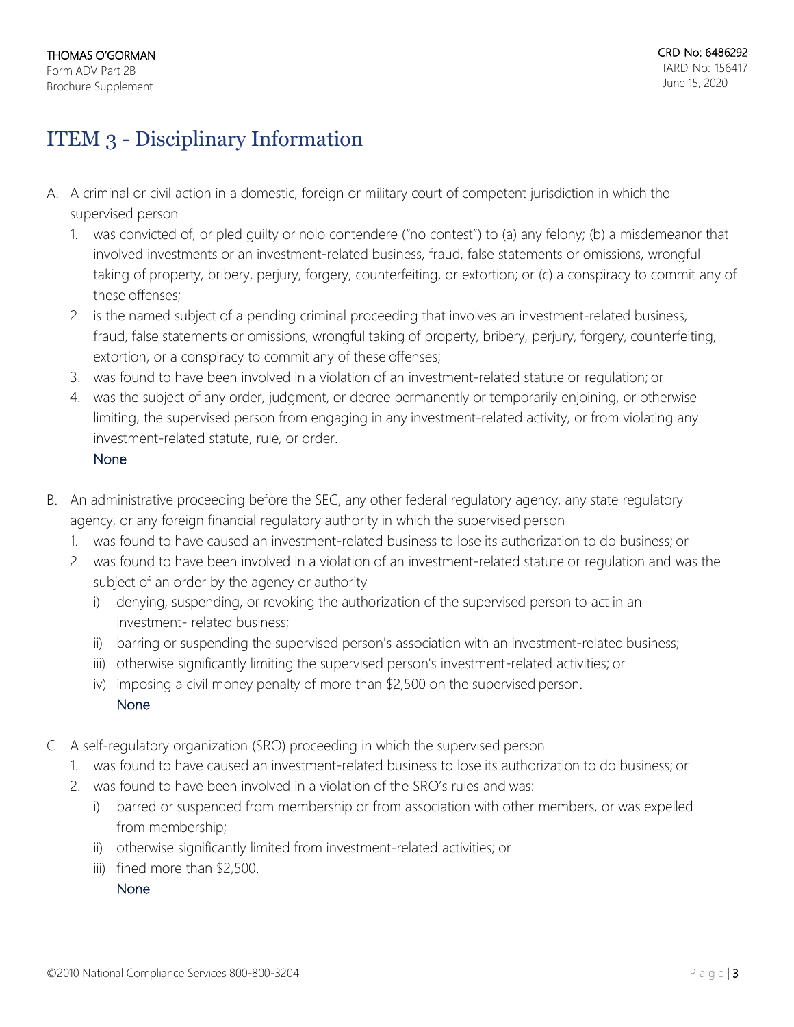# ITEM 3 - Disciplinary Information

A. A criminal or civil action in a domestic, foreign or military court of competent jurisdiction in which the supervised person

1. was convicted of, or pled guilty or nolo contendere ("no contest") to (a) any felony; (b) a misdemeanor that involved investments or an investment-related business, fraud, false statements or omissions, wrongful taking of property, bribery, perjury, forgery, counterfeiting, or extortion; or (c) a conspiracy to commit any of these offenses;
2. is the named subject of a pending criminal proceeding that involves an investment-related business, fraud, false statements or omissions, wrongful taking of property, bribery, perjury, forgery, counterfeiting, extortion, or a conspiracy to commit any of these offenses;
3. was found to have been involved in a violation of an investment-related statute or regulation; or
4. was the subject of any order, judgment, or decree permanently or temporarily enjoining, or otherwise limiting, the supervised person from engaging in any investment-related activity, or from violating any investment-related statute, rule, or order.

None

B. An administrative proceeding before the SEC, any other federal regulatory agency, any state regulatory agency, or any foreign financial regulatory authority in which the supervised person

1. was found to have caused an investment-related business to lose its authorization to do business; or
2. was found to have been involved in a violation of an investment-related statute or regulation and was the subject of an order by the agency or authority
   i) denying, suspending, or revoking the authorization of the supervised person to act in an investment- related business;
   ii) barring or suspending the supervised person's association with an investment-related business;
   iii) otherwise significantly limiting the supervised person's investment-related activities; or
   iv) imposing a civil money penalty of more than $2,500 on the supervised person.

   None

C. A self-regulatory organization (SRO) proceeding in which the supervised person

1. was found to have caused an investment-related business to lose its authorization to do business; or
2. was found to have been involved in a violation of the SRO's rules and was:
   i) barred or suspended from membership or from association with other members, or was expelled from membership;
   ii) otherwise significantly limited from investment-related activities; or
   iii) fined more than $2,500.

   None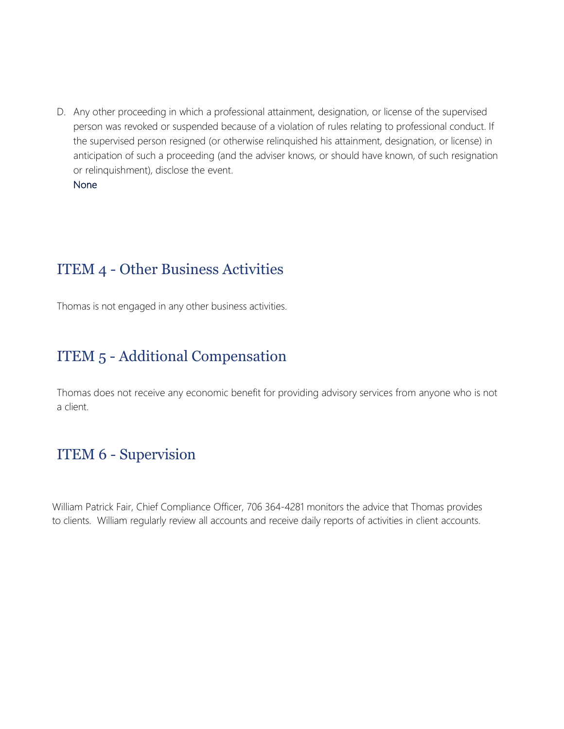D. Any other proceeding in which a professional attainment, designation, or license of the supervised person was revoked or suspended because of a violation of rules relating to professional conduct. If the supervised person resigned (or otherwise relinquished his attainment, designation, or license) in anticipation of such a proceeding (and the adviser knows, or should have known, of such resignation or relinquishment), disclose the event.
   None

## ITEM 4 - Other Business Activities

Thomas is not engaged in any other business activities.

## ITEM 5 - Additional Compensation

Thomas does not receive any economic benefit for providing advisory services from anyone who is not a client.

## ITEM 6 - Supervision

William Patrick Fair, Chief Compliance Officer, 706 364-4281 monitors the advice that Thomas provides to clients. William regularly review all accounts and receive daily reports of activities in client accounts.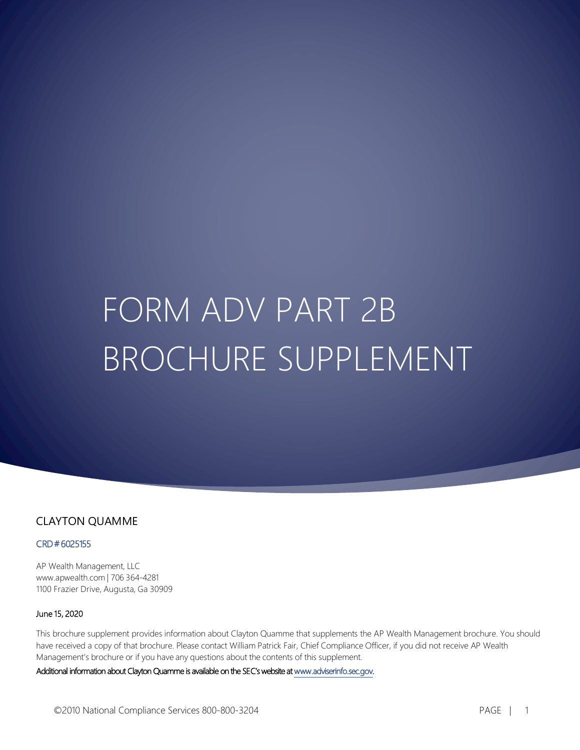# FORM ADV PART 2B BROCHURE SUPPLEMENT

## CLAYTON QUAMME

CRD # 6025155

AP Wealth Management, LLC
www.apwealth.com | 706 364-4281
1100 Frazier Drive, Augusta, Ga 30909

June 15, 2020

This brochure supplement provides information about Clayton Quamme that supplements the AP Wealth Management brochure. You should have received a copy of that brochure. Please contact William Patrick Fair, Chief Compliance Officer, if you did not receive AP Wealth Management's brochure or if you have any questions about the contents of this supplement.

Additional information about Clayton Quamme is available on the SEC's website at www.adviserinfo.sec.gov.

©2010 National Compliance Services 800-800-3204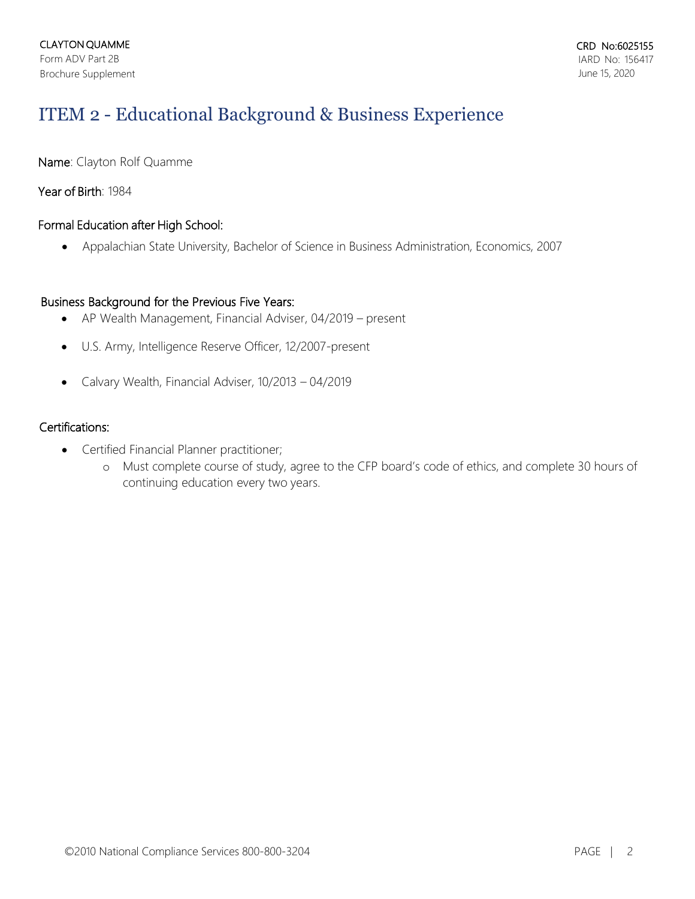# ITEM 2 - Educational Background & Business Experience

**Name**: Clayton Rolf Quamme

**Year of Birth**: 1984

**Formal Education after High School:**

- Appalachian State University, Bachelor of Science in Business Administration, Economics, 2007

**Business Background for the Previous Five Years:**

- AP Wealth Management, Financial Adviser, 04/2019 – present
- U.S. Army, Intelligence Reserve Officer, 12/2007-present
- Calvary Wealth, Financial Adviser, 10/2013 – 04/2019

**Certifications:**

- Certified Financial Planner practitioner;
  - Must complete course of study, agree to the CFP board's code of ethics, and complete 30 hours of continuing education every two years.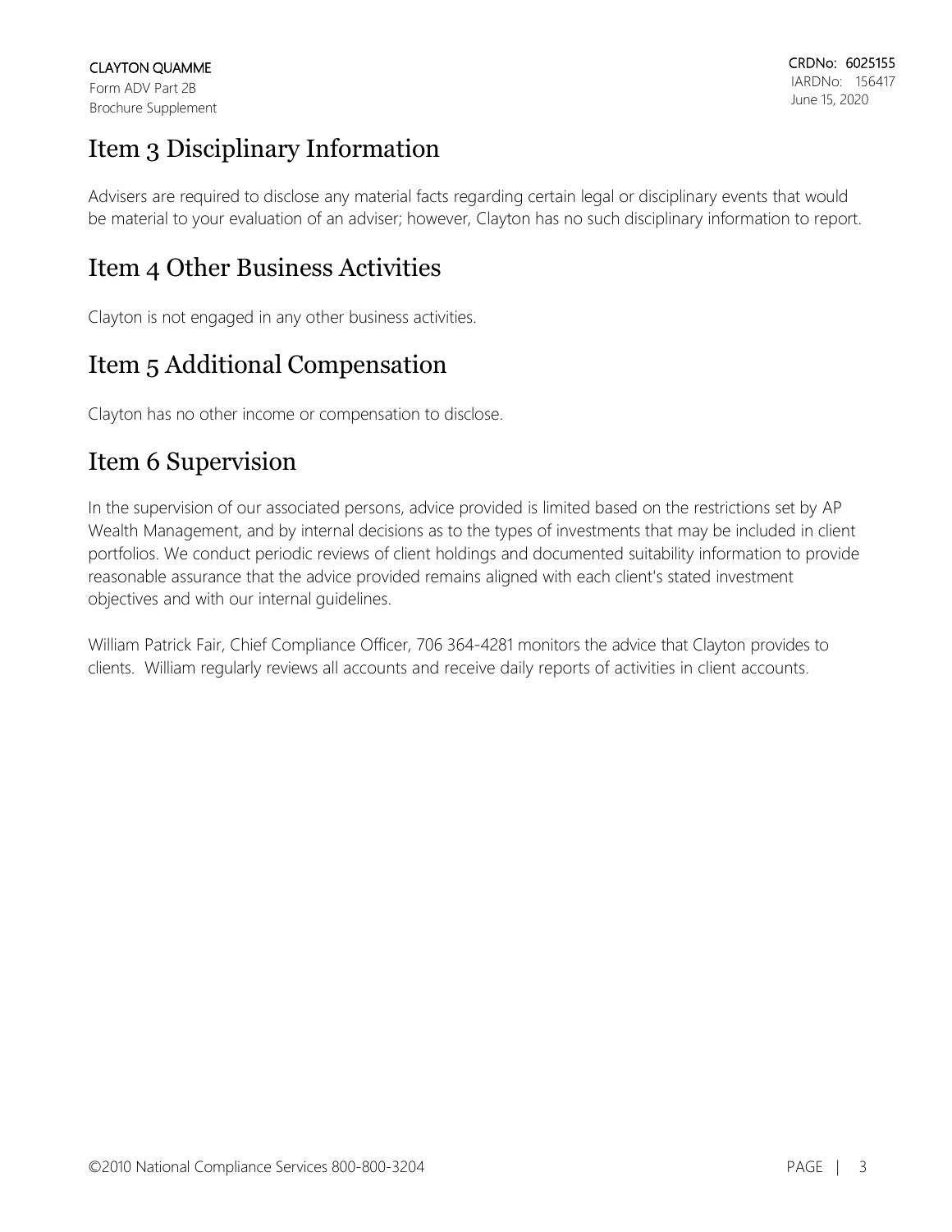## Item 3 Disciplinary Information

Advisers are required to disclose any material facts regarding certain legal or disciplinary events that would be material to your evaluation of an adviser; however, Clayton has no such disciplinary information to report.

## Item 4 Other Business Activities

Clayton is not engaged in any other business activities.

## Item 5 Additional Compensation

Clayton has no other income or compensation to disclose.

## Item 6 Supervision

In the supervision of our associated persons, advice provided is limited based on the restrictions set by AP Wealth Management, and by internal decisions as to the types of investments that may be included in client portfolios. We conduct periodic reviews of client holdings and documented suitability information to provide reasonable assurance that the advice provided remains aligned with each client's stated investment objectives and with our internal guidelines.

William Patrick Fair, Chief Compliance Officer, 706 364-4281 monitors the advice that Clayton provides to clients. William regularly reviews all accounts and receive daily reports of activities in client accounts.